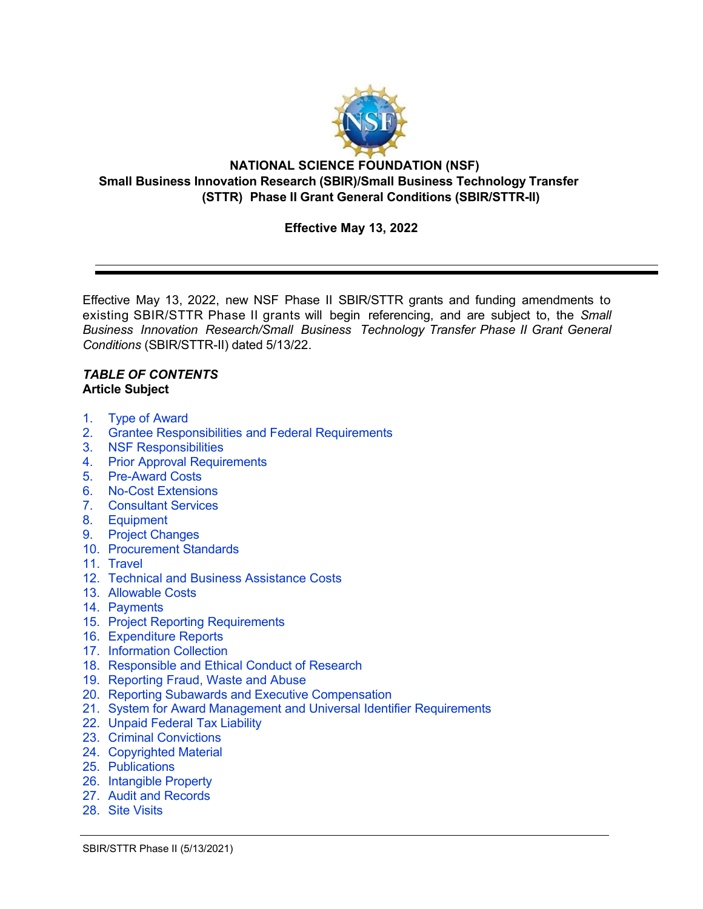# NATIONAL SCIENCE FOUNDATION (NSF)
## Small Business Innovation Research (SBIR)/Small Business Technology Transfer (STTR) Phase II Grant General Conditions (SBIR/STTR-II)

**Effective May 13, 2022**

---

Effective May 13, 2022, new NSF Phase II SBIR/STTR grants and funding amendments to existing SBIR/STTR Phase II grants will begin referencing, and are subject to, the *Small Business Innovation Research/Small Business Technology Transfer Phase II Grant General Conditions* (SBIR/STTR-II) dated 5/13/22.

***TABLE OF CONTENTS***
**Article Subject**

1. Type of Award
2. Grantee Responsibilities and Federal Requirements
3. NSF Responsibilities
4. Prior Approval Requirements
5. Pre-Award Costs
6. No-Cost Extensions
7. Consultant Services
8. Equipment
9. Project Changes
10. Procurement Standards
11. Travel
12. Technical and Business Assistance Costs
13. Allowable Costs
14. Payments
15. Project Reporting Requirements
16. Expenditure Reports
17. Information Collection
18. Responsible and Ethical Conduct of Research
19. Reporting Fraud, Waste and Abuse
20. Reporting Subawards and Executive Compensation
21. System for Award Management and Universal Identifier Requirements
22. Unpaid Federal Tax Liability
23. Criminal Convictions
24. Copyrighted Material
25. Publications
26. Intangible Property
27. Audit and Records
28. Site Visits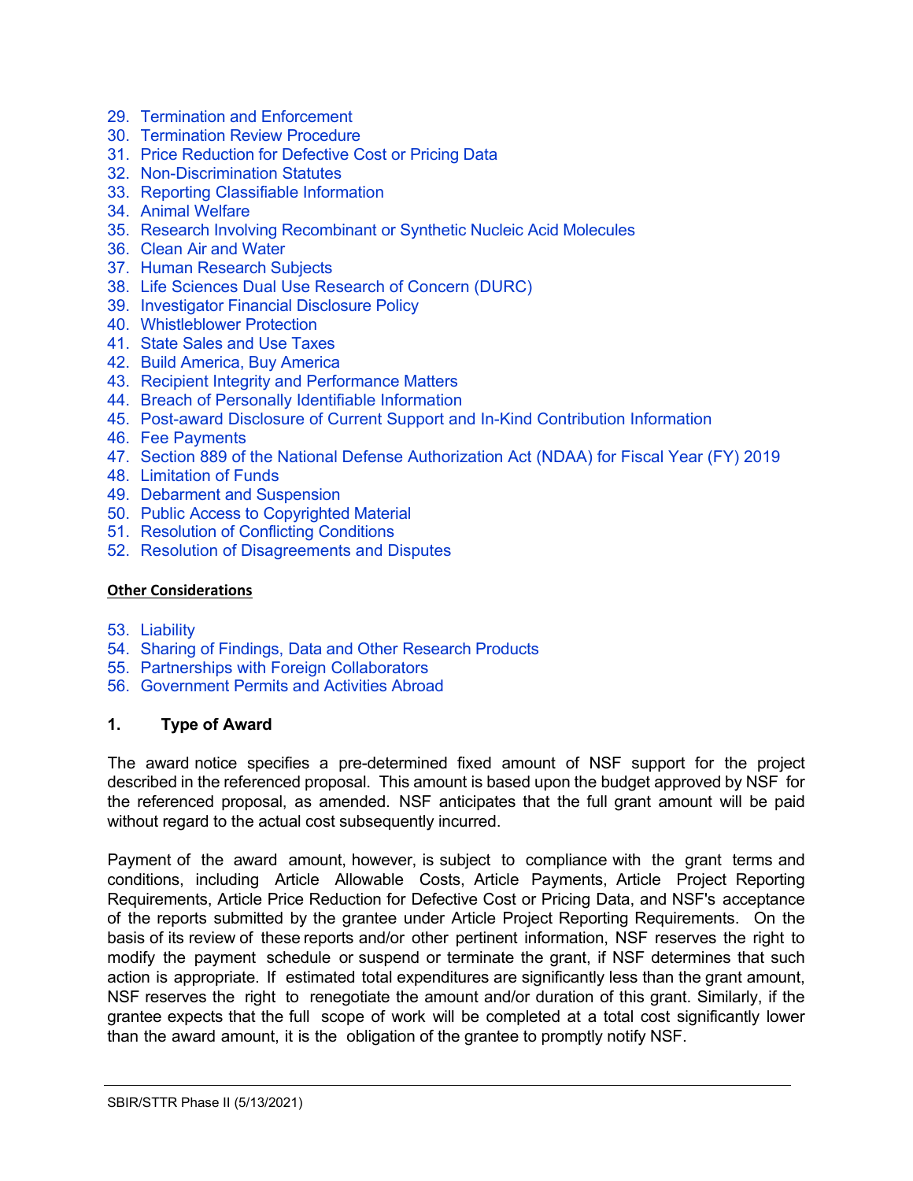29. Termination and Enforcement
30. Termination Review Procedure
31. Price Reduction for Defective Cost or Pricing Data
32. Non-Discrimination Statutes
33. Reporting Classifiable Information
34. Animal Welfare
35. Research Involving Recombinant or Synthetic Nucleic Acid Molecules
36. Clean Air and Water
37. Human Research Subjects
38. Life Sciences Dual Use Research of Concern (DURC)
39. Investigator Financial Disclosure Policy
40. Whistleblower Protection
41. State Sales and Use Taxes
42. Build America, Buy America
43. Recipient Integrity and Performance Matters
44. Breach of Personally Identifiable Information
45. Post-award Disclosure of Current Support and In-Kind Contribution Information
46. Fee Payments
47. Section 889 of the National Defense Authorization Act (NDAA) for Fiscal Year (FY) 2019
48. Limitation of Funds
49. Debarment and Suspension
50. Public Access to Copyrighted Material
51. Resolution of Conflicting Conditions
52. Resolution of Disagreements and Disputes

**Other Considerations**

53. Liability
54. Sharing of Findings, Data and Other Research Products
55. Partnerships with Foreign Collaborators
56. Government Permits and Activities Abroad

## 1. Type of Award

The award notice specifies a pre-determined fixed amount of NSF support for the project described in the referenced proposal. This amount is based upon the budget approved by NSF for the referenced proposal, as amended. NSF anticipates that the full grant amount will be paid without regard to the actual cost subsequently incurred.

Payment of the award amount, however, is subject to compliance with the grant terms and conditions, including Article Allowable Costs, Article Payments, Article Project Reporting Requirements, Article Price Reduction for Defective Cost or Pricing Data, and NSF's acceptance of the reports submitted by the grantee under Article Project Reporting Requirements. On the basis of its review of these reports and/or other pertinent information, NSF reserves the right to modify the payment schedule or suspend or terminate the grant, if NSF determines that such action is appropriate. If estimated total expenditures are significantly less than the grant amount, NSF reserves the right to renegotiate the amount and/or duration of this grant. Similarly, if the grantee expects that the full scope of work will be completed at a total cost significantly lower than the award amount, it is the obligation of the grantee to promptly notify NSF.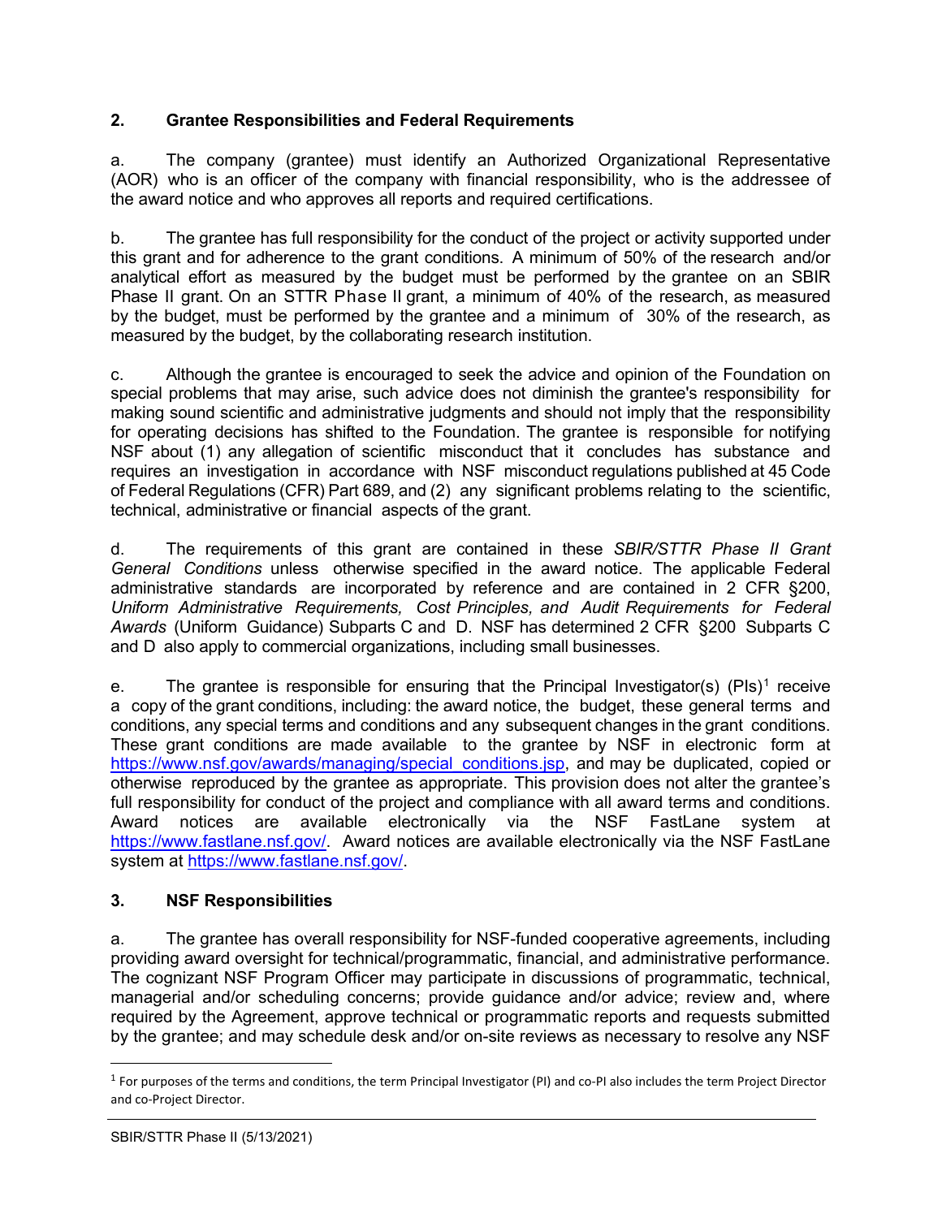## 2. Grantee Responsibilities and Federal Requirements

a. The company (grantee) must identify an Authorized Organizational Representative (AOR) who is an officer of the company with financial responsibility, who is the addressee of the award notice and who approves all reports and required certifications.

b. The grantee has full responsibility for the conduct of the project or activity supported under this grant and for adherence to the grant conditions. A minimum of 50% of the research and/or analytical effort as measured by the budget must be performed by the grantee on an SBIR Phase II grant. On an STTR Phase II grant, a minimum of 40% of the research, as measured by the budget, must be performed by the grantee and a minimum of 30% of the research, as measured by the budget, by the collaborating research institution.

c. Although the grantee is encouraged to seek the advice and opinion of the Foundation on special problems that may arise, such advice does not diminish the grantee's responsibility for making sound scientific and administrative judgments and should not imply that the responsibility for operating decisions has shifted to the Foundation. The grantee is responsible for notifying NSF about (1) any allegation of scientific misconduct that it concludes has substance and requires an investigation in accordance with NSF misconduct regulations published at 45 Code of Federal Regulations (CFR) Part 689, and (2) any significant problems relating to the scientific, technical, administrative or financial aspects of the grant.

d. The requirements of this grant are contained in these *SBIR/STTR Phase II Grant General Conditions* unless otherwise specified in the award notice. The applicable Federal administrative standards are incorporated by reference and are contained in 2 CFR §200, *Uniform Administrative Requirements, Cost Principles, and Audit Requirements for Federal Awards* (Uniform Guidance) Subparts C and D. NSF has determined 2 CFR §200 Subparts C and D also apply to commercial organizations, including small businesses.

e. The grantee is responsible for ensuring that the Principal Investigator(s) (PIs)[1] receive a copy of the grant conditions, including: the award notice, the budget, these general terms and conditions, any special terms and conditions and any subsequent changes in the grant conditions. These grant conditions are made available to the grantee by NSF in electronic form at https://www.nsf.gov/awards/managing/special_conditions.jsp, and may be duplicated, copied or otherwise reproduced by the grantee as appropriate. This provision does not alter the grantee's full responsibility for conduct of the project and compliance with all award terms and conditions. Award notices are available electronically via the NSF FastLane system at https://www.fastlane.nsf.gov/. Award notices are available electronically via the NSF FastLane system at https://www.fastlane.nsf.gov/.

## 3. NSF Responsibilities

a. The grantee has overall responsibility for NSF-funded cooperative agreements, including providing award oversight for technical/programmatic, financial, and administrative performance. The cognizant NSF Program Officer may participate in discussions of programmatic, technical, managerial and/or scheduling concerns; provide guidance and/or advice; review and, where required by the Agreement, approve technical or programmatic reports and requests submitted by the grantee; and may schedule desk and/or on-site reviews as necessary to resolve any NSF

[1] For purposes of the terms and conditions, the term Principal Investigator (PI) and co-PI also includes the term Project Director and co-Project Director.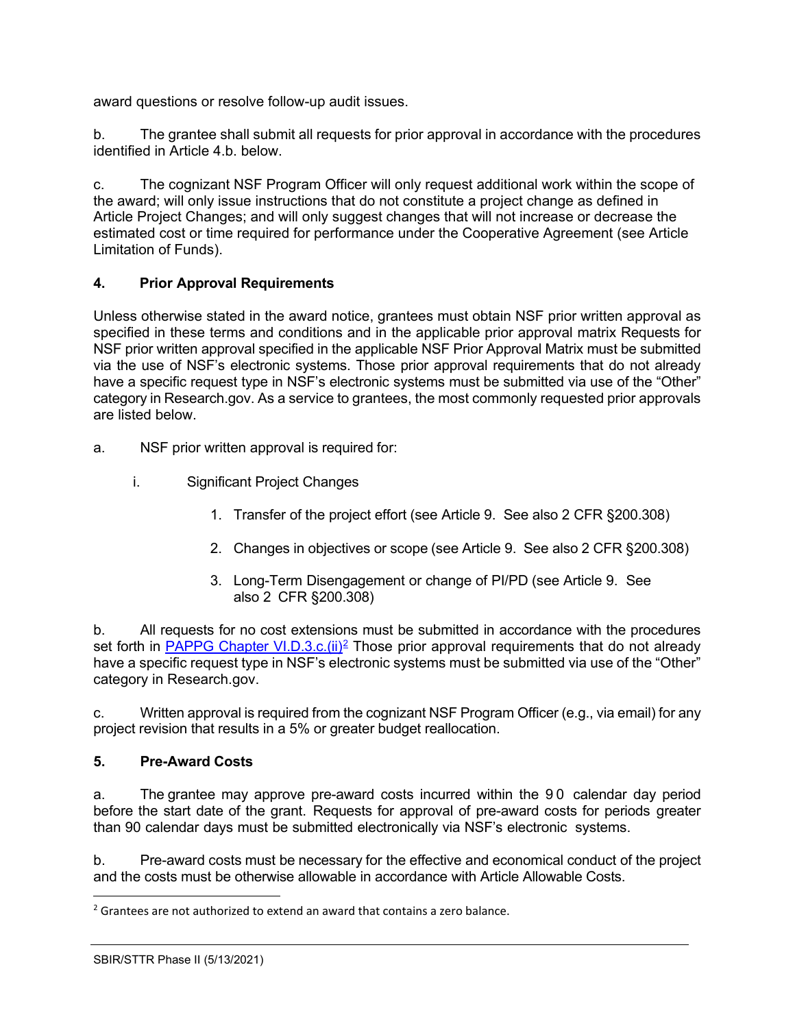award questions or resolve follow-up audit issues.

b. The grantee shall submit all requests for prior approval in accordance with the procedures identified in Article 4.b. below.

c. The cognizant NSF Program Officer will only request additional work within the scope of the award; will only issue instructions that do not constitute a project change as defined in Article Project Changes; and will only suggest changes that will not increase or decrease the estimated cost or time required for performance under the Cooperative Agreement (see Article Limitation of Funds).

## 4. Prior Approval Requirements

Unless otherwise stated in the award notice, grantees must obtain NSF prior written approval as specified in these terms and conditions and in the applicable prior approval matrix Requests for NSF prior written approval specified in the applicable NSF Prior Approval Matrix must be submitted via the use of NSF's electronic systems. Those prior approval requirements that do not already have a specific request type in NSF's electronic systems must be submitted via use of the "Other" category in Research.gov. As a service to grantees, the most commonly requested prior approvals are listed below.

a. NSF prior written approval is required for:

i. Significant Project Changes

1. Transfer of the project effort (see Article 9. See also 2 CFR §200.308)
2. Changes in objectives or scope (see Article 9. See also 2 CFR §200.308)
3. Long-Term Disengagement or change of PI/PD (see Article 9. See also 2 CFR §200.308)

b. All requests for no cost extensions must be submitted in accordance with the procedures set forth in PAPPG Chapter VI.D.3.c.(ii)[2] Those prior approval requirements that do not already have a specific request type in NSF's electronic systems must be submitted via use of the "Other" category in Research.gov.

c. Written approval is required from the cognizant NSF Program Officer (e.g., via email) for any project revision that results in a 5% or greater budget reallocation.

## 5. Pre-Award Costs

a. The grantee may approve pre-award costs incurred within the 90 calendar day period before the start date of the grant. Requests for approval of pre-award costs for periods greater than 90 calendar days must be submitted electronically via NSF's electronic systems.

b. Pre-award costs must be necessary for the effective and economical conduct of the project and the costs must be otherwise allowable in accordance with Article Allowable Costs.

[2] Grantees are not authorized to extend an award that contains a zero balance.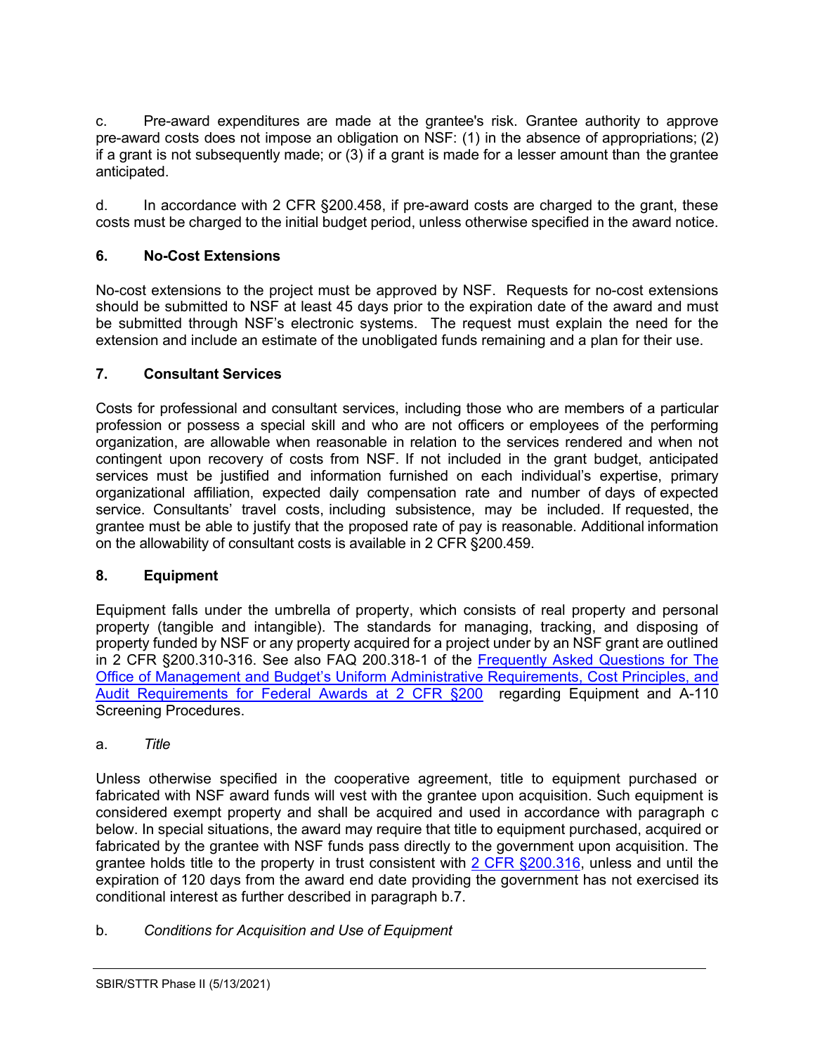c. Pre-award expenditures are made at the grantee's risk. Grantee authority to approve pre-award costs does not impose an obligation on NSF: (1) in the absence of appropriations; (2) if a grant is not subsequently made; or (3) if a grant is made for a lesser amount than the grantee anticipated.

d. In accordance with 2 CFR §200.458, if pre-award costs are charged to the grant, these costs must be charged to the initial budget period, unless otherwise specified in the award notice.

### 6. No-Cost Extensions

No-cost extensions to the project must be approved by NSF. Requests for no-cost extensions should be submitted to NSF at least 45 days prior to the expiration date of the award and must be submitted through NSF's electronic systems. The request must explain the need for the extension and include an estimate of the unobligated funds remaining and a plan for their use.

### 7. Consultant Services

Costs for professional and consultant services, including those who are members of a particular profession or possess a special skill and who are not officers or employees of the performing organization, are allowable when reasonable in relation to the services rendered and when not contingent upon recovery of costs from NSF. If not included in the grant budget, anticipated services must be justified and information furnished on each individual's expertise, primary organizational affiliation, expected daily compensation rate and number of days of expected service. Consultants' travel costs, including subsistence, may be included. If requested, the grantee must be able to justify that the proposed rate of pay is reasonable. Additional information on the allowability of consultant costs is available in 2 CFR §200.459.

### 8. Equipment

Equipment falls under the umbrella of property, which consists of real property and personal property (tangible and intangible). The standards for managing, tracking, and disposing of property funded by NSF or any property acquired for a project under by an NSF grant are outlined in 2 CFR §200.310-316. See also FAQ 200.318-1 of the Frequently Asked Questions for The Office of Management and Budget's Uniform Administrative Requirements, Cost Principles, and Audit Requirements for Federal Awards at 2 CFR §200 regarding Equipment and A-110 Screening Procedures.

a. *Title*

Unless otherwise specified in the cooperative agreement, title to equipment purchased or fabricated with NSF award funds will vest with the grantee upon acquisition. Such equipment is considered exempt property and shall be acquired and used in accordance with paragraph c below. In special situations, the award may require that title to equipment purchased, acquired or fabricated by the grantee with NSF funds pass directly to the government upon acquisition. The grantee holds title to the property in trust consistent with 2 CFR §200.316, unless and until the expiration of 120 days from the award end date providing the government has not exercised its conditional interest as further described in paragraph b.7.

b. *Conditions for Acquisition and Use of Equipment*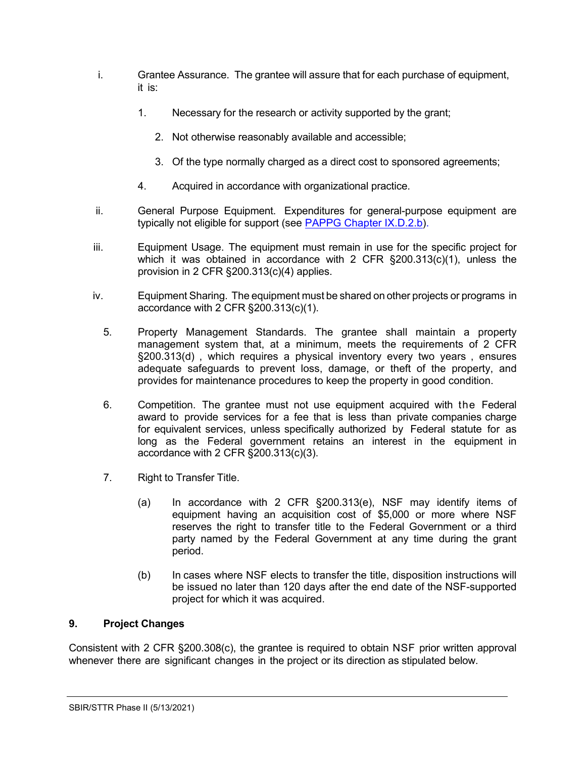i. Grantee Assurance. The grantee will assure that for each purchase of equipment, it is:

   1. Necessary for the research or activity supported by the grant;

   2. Not otherwise reasonably available and accessible;

   3. Of the type normally charged as a direct cost to sponsored agreements;

   4. Acquired in accordance with organizational practice.

ii. General Purpose Equipment. Expenditures for general-purpose equipment are typically not eligible for support (see PAPPG Chapter IX.D.2.b).

iii. Equipment Usage. The equipment must remain in use for the specific project for which it was obtained in accordance with 2 CFR §200.313(c)(1), unless the provision in 2 CFR §200.313(c)(4) applies.

iv. Equipment Sharing. The equipment must be shared on other projects or programs in accordance with 2 CFR §200.313(c)(1).

5. Property Management Standards. The grantee shall maintain a property management system that, at a minimum, meets the requirements of 2 CFR §200.313(d) , which requires a physical inventory every two years , ensures adequate safeguards to prevent loss, damage, or theft of the property, and provides for maintenance procedures to keep the property in good condition.

6. Competition. The grantee must not use equipment acquired with the Federal award to provide services for a fee that is less than private companies charge for equivalent services, unless specifically authorized by Federal statute for as long as the Federal government retains an interest in the equipment in accordance with 2 CFR §200.313(c)(3).

7. Right to Transfer Title.

   (a) In accordance with 2 CFR §200.313(e), NSF may identify items of equipment having an acquisition cost of $5,000 or more where NSF reserves the right to transfer title to the Federal Government or a third party named by the Federal Government at any time during the grant period.

   (b) In cases where NSF elects to transfer the title, disposition instructions will be issued no later than 120 days after the end date of the NSF-supported project for which it was acquired.

**9. Project Changes**

Consistent with 2 CFR §200.308(c), the grantee is required to obtain NSF prior written approval whenever there are significant changes in the project or its direction as stipulated below.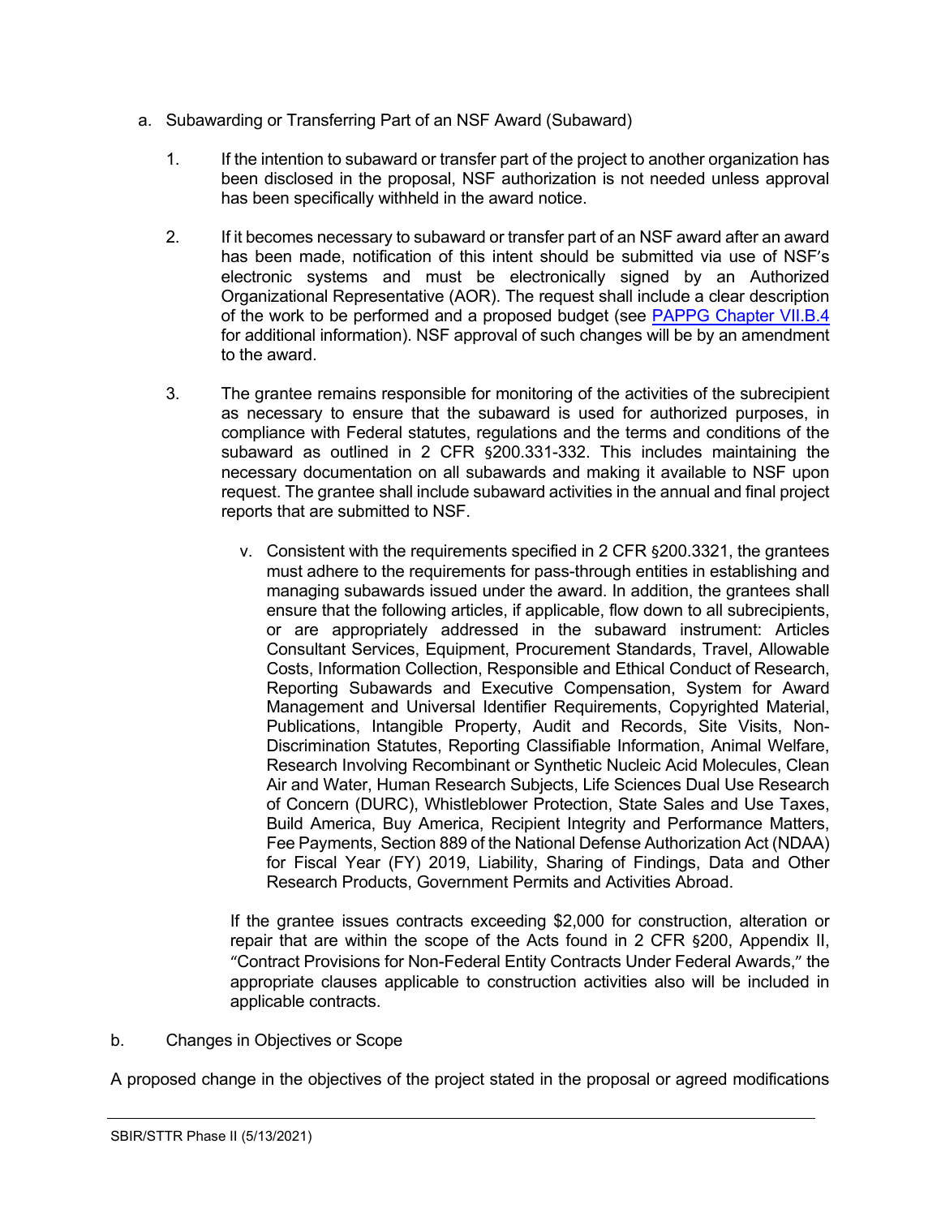a. Subawarding or Transferring Part of an NSF Award (Subaward)

1. If the intention to subaward or transfer part of the project to another organization has been disclosed in the proposal, NSF authorization is not needed unless approval has been specifically withheld in the award notice.

2. If it becomes necessary to subaward or transfer part of an NSF award after an award has been made, notification of this intent should be submitted via use of NSF's electronic systems and must be electronically signed by an Authorized Organizational Representative (AOR). The request shall include a clear description of the work to be performed and a proposed budget (see [PAPPG Chapter VII.B.4] for additional information). NSF approval of such changes will be by an amendment to the award.

3. The grantee remains responsible for monitoring of the activities of the subrecipient as necessary to ensure that the subaward is used for authorized purposes, in compliance with Federal statutes, regulations and the terms and conditions of the subaward as outlined in 2 CFR §200.331-332. This includes maintaining the necessary documentation on all subawards and making it available to NSF upon request. The grantee shall include subaward activities in the annual and final project reports that are submitted to NSF.

   v. Consistent with the requirements specified in 2 CFR §200.3321, the grantees must adhere to the requirements for pass-through entities in establishing and managing subawards issued under the award. In addition, the grantees shall ensure that the following articles, if applicable, flow down to all subrecipients, or are appropriately addressed in the subaward instrument: Articles Consultant Services, Equipment, Procurement Standards, Travel, Allowable Costs, Information Collection, Responsible and Ethical Conduct of Research, Reporting Subawards and Executive Compensation, System for Award Management and Universal Identifier Requirements, Copyrighted Material, Publications, Intangible Property, Audit and Records, Site Visits, Non-Discrimination Statutes, Reporting Classifiable Information, Animal Welfare, Research Involving Recombinant or Synthetic Nucleic Acid Molecules, Clean Air and Water, Human Research Subjects, Life Sciences Dual Use Research of Concern (DURC), Whistleblower Protection, State Sales and Use Taxes, Build America, Buy America, Recipient Integrity and Performance Matters, Fee Payments, Section 889 of the National Defense Authorization Act (NDAA) for Fiscal Year (FY) 2019, Liability, Sharing of Findings, Data and Other Research Products, Government Permits and Activities Abroad.

   If the grantee issues contracts exceeding $2,000 for construction, alteration or repair that are within the scope of the Acts found in 2 CFR §200, Appendix II, "Contract Provisions for Non-Federal Entity Contracts Under Federal Awards," the appropriate clauses applicable to construction activities also will be included in applicable contracts.

b. Changes in Objectives or Scope

A proposed change in the objectives of the project stated in the proposal or agreed modifications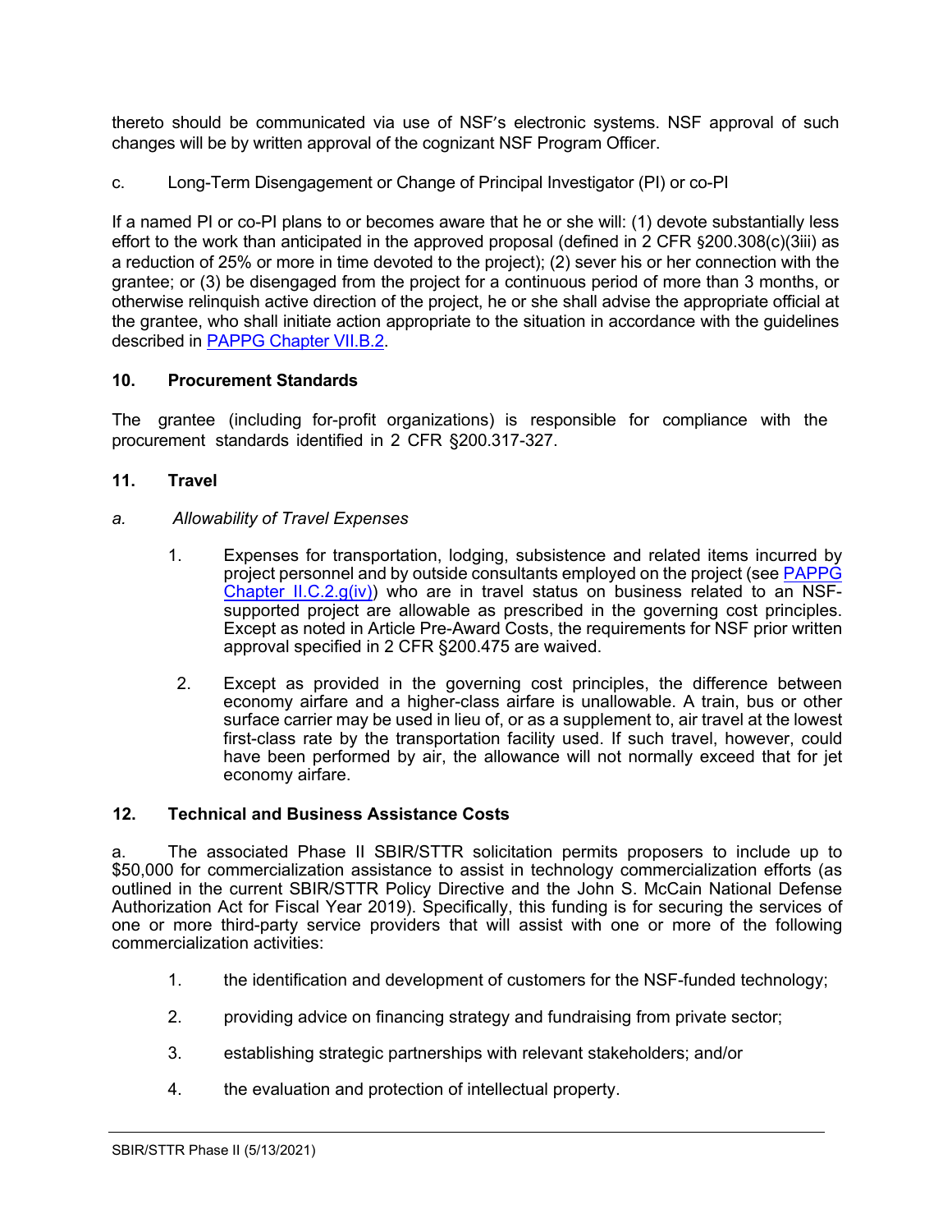thereto should be communicated via use of NSF's electronic systems. NSF approval of such changes will be by written approval of the cognizant NSF Program Officer.

c. Long-Term Disengagement or Change of Principal Investigator (PI) or co-PI

If a named PI or co-PI plans to or becomes aware that he or she will: (1) devote substantially less effort to the work than anticipated in the approved proposal (defined in 2 CFR §200.308(c)(3iii) as a reduction of 25% or more in time devoted to the project); (2) sever his or her connection with the grantee; or (3) be disengaged from the project for a continuous period of more than 3 months, or otherwise relinquish active direction of the project, he or she shall advise the appropriate official at the grantee, who shall initiate action appropriate to the situation in accordance with the guidelines described in PAPPG Chapter VII.B.2.

## 10. Procurement Standards

The grantee (including for-profit organizations) is responsible for compliance with the procurement standards identified in 2 CFR §200.317-327.

## 11. Travel

*a. Allowability of Travel Expenses*

1. Expenses for transportation, lodging, subsistence and related items incurred by project personnel and by outside consultants employed on the project (see PAPPG Chapter II.C.2.g(iv)) who are in travel status on business related to an NSF-supported project are allowable as prescribed in the governing cost principles. Except as noted in Article Pre-Award Costs, the requirements for NSF prior written approval specified in 2 CFR §200.475 are waived.

2. Except as provided in the governing cost principles, the difference between economy airfare and a higher-class airfare is unallowable. A train, bus or other surface carrier may be used in lieu of, or as a supplement to, air travel at the lowest first-class rate by the transportation facility used. If such travel, however, could have been performed by air, the allowance will not normally exceed that for jet economy airfare.

## 12. Technical and Business Assistance Costs

a. The associated Phase II SBIR/STTR solicitation permits proposers to include up to $50,000 for commercialization assistance to assist in technology commercialization efforts (as outlined in the current SBIR/STTR Policy Directive and the John S. McCain National Defense Authorization Act for Fiscal Year 2019). Specifically, this funding is for securing the services of one or more third-party service providers that will assist with one or more of the following commercialization activities:

1. the identification and development of customers for the NSF-funded technology;

2. providing advice on financing strategy and fundraising from private sector;

3. establishing strategic partnerships with relevant stakeholders; and/or

4. the evaluation and protection of intellectual property.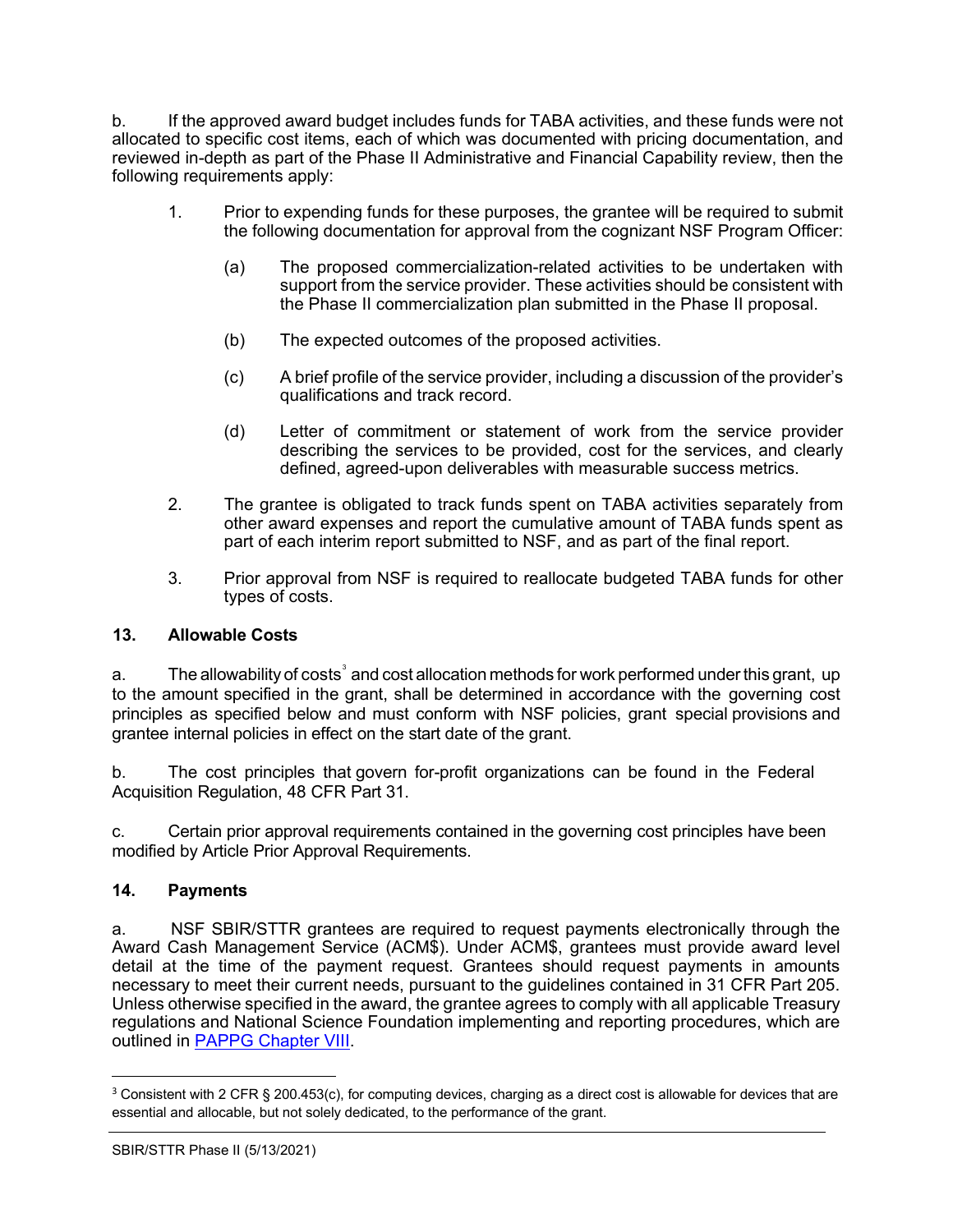b. If the approved award budget includes funds for TABA activities, and these funds were not allocated to specific cost items, each of which was documented with pricing documentation, and reviewed in-depth as part of the Phase II Administrative and Financial Capability review, then the following requirements apply:

1. Prior to expending funds for these purposes, the grantee will be required to submit the following documentation for approval from the cognizant NSF Program Officer:

   (a) The proposed commercialization-related activities to be undertaken with support from the service provider. These activities should be consistent with the Phase II commercialization plan submitted in the Phase II proposal.

   (b) The expected outcomes of the proposed activities.

   (c) A brief profile of the service provider, including a discussion of the provider's qualifications and track record.

   (d) Letter of commitment or statement of work from the service provider describing the services to be provided, cost for the services, and clearly defined, agreed-upon deliverables with measurable success metrics.

2. The grantee is obligated to track funds spent on TABA activities separately from other award expenses and report the cumulative amount of TABA funds spent as part of each interim report submitted to NSF, and as part of the final report.

3. Prior approval from NSF is required to reallocate budgeted TABA funds for other types of costs.

## 13. Allowable Costs

a. The allowability of costs[3] and cost allocation methods for work performed under this grant, up to the amount specified in the grant, shall be determined in accordance with the governing cost principles as specified below and must conform with NSF policies, grant special provisions and grantee internal policies in effect on the start date of the grant.

b. The cost principles that govern for-profit organizations can be found in the Federal Acquisition Regulation, 48 CFR Part 31.

c. Certain prior approval requirements contained in the governing cost principles have been modified by Article Prior Approval Requirements.

## 14. Payments

a. NSF SBIR/STTR grantees are required to request payments electronically through the Award Cash Management Service (ACM$). Under ACM$, grantees must provide award level detail at the time of the payment request. Grantees should request payments in amounts necessary to meet their current needs, pursuant to the guidelines contained in 31 CFR Part 205. Unless otherwise specified in the award, the grantee agrees to comply with all applicable Treasury regulations and National Science Foundation implementing and reporting procedures, which are outlined in PAPPG Chapter VIII.

---

[3] Consistent with 2 CFR § 200.453(c), for computing devices, charging as a direct cost is allowable for devices that are essential and allocable, but not solely dedicated, to the performance of the grant.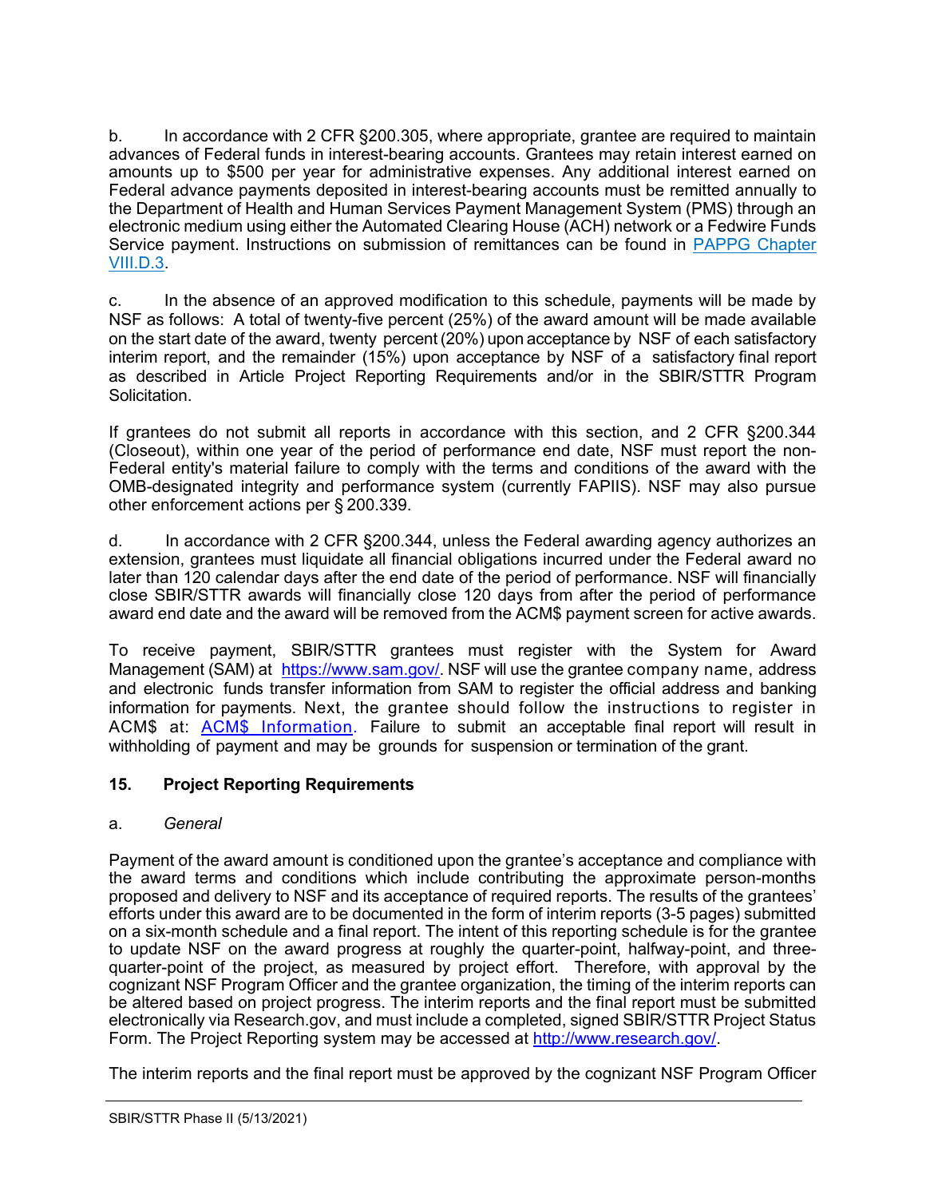b. In accordance with 2 CFR §200.305, where appropriate, grantee are required to maintain advances of Federal funds in interest-bearing accounts. Grantees may retain interest earned on amounts up to $500 per year for administrative expenses. Any additional interest earned on Federal advance payments deposited in interest-bearing accounts must be remitted annually to the Department of Health and Human Services Payment Management System (PMS) through an electronic medium using either the Automated Clearing House (ACH) network or a Fedwire Funds Service payment. Instructions on submission of remittances can be found in [PAPPG Chapter VIII.D.3](https://www.nsf.gov/).

c. In the absence of an approved modification to this schedule, payments will be made by NSF as follows: A total of twenty-five percent (25%) of the award amount will be made available on the start date of the award, twenty percent (20%) upon acceptance by NSF of each satisfactory interim report, and the remainder (15%) upon acceptance by NSF of a satisfactory final report as described in Article Project Reporting Requirements and/or in the SBIR/STTR Program Solicitation.

If grantees do not submit all reports in accordance with this section, and 2 CFR §200.344 (Closeout), within one year of the period of performance end date, NSF must report the non-Federal entity's material failure to comply with the terms and conditions of the award with the OMB-designated integrity and performance system (currently FAPIIS). NSF may also pursue other enforcement actions per § 200.339.

d. In accordance with 2 CFR §200.344, unless the Federal awarding agency authorizes an extension, grantees must liquidate all financial obligations incurred under the Federal award no later than 120 calendar days after the end date of the period of performance. NSF will financially close SBIR/STTR awards will financially close 120 days from after the period of performance award end date and the award will be removed from the ACM$ payment screen for active awards.

To receive payment, SBIR/STTR grantees must register with the System for Award Management (SAM) at [https://www.sam.gov/](https://www.sam.gov/). NSF will use the grantee company name, address and electronic funds transfer information from SAM to register the official address and banking information for payments. Next, the grantee should follow the instructions to register in ACM$ at: [ACM$ Information](https://www.nsf.gov/). Failure to submit an acceptable final report will result in withholding of payment and may be grounds for suspension or termination of the grant.

## 15. Project Reporting Requirements

a. *General*

Payment of the award amount is conditioned upon the grantee's acceptance and compliance with the award terms and conditions which include contributing the approximate person-months proposed and delivery to NSF and its acceptance of required reports. The results of the grantees' efforts under this award are to be documented in the form of interim reports (3-5 pages) submitted on a six-month schedule and a final report. The intent of this reporting schedule is for the grantee to update NSF on the award progress at roughly the quarter-point, halfway-point, and three-quarter-point of the project, as measured by project effort. Therefore, with approval by the cognizant NSF Program Officer and the grantee organization, the timing of the interim reports can be altered based on project progress. The interim reports and the final report must be submitted electronically via Research.gov, and must include a completed, signed SBIR/STTR Project Status Form. The Project Reporting system may be accessed at [http://www.research.gov/](http://www.research.gov/).

The interim reports and the final report must be approved by the cognizant NSF Program Officer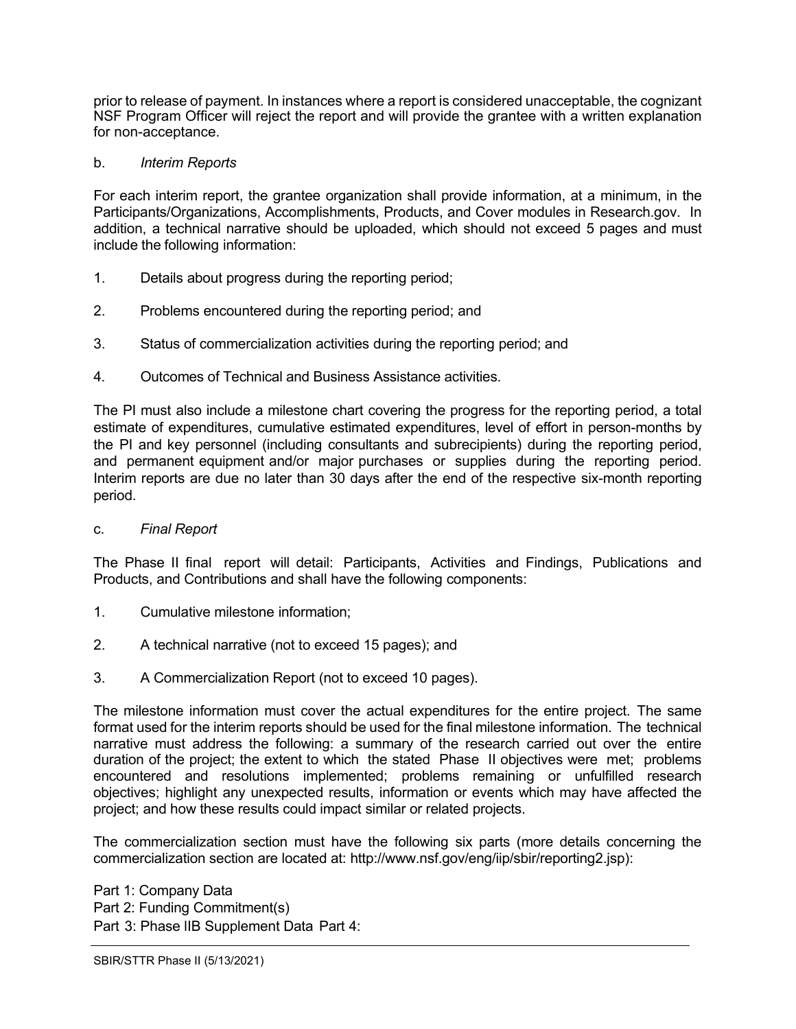prior to release of payment. In instances where a report is considered unacceptable, the cognizant NSF Program Officer will reject the report and will provide the grantee with a written explanation for non-acceptance.

b. *Interim Reports*

For each interim report, the grantee organization shall provide information, at a minimum, in the Participants/Organizations, Accomplishments, Products, and Cover modules in Research.gov. In addition, a technical narrative should be uploaded, which should not exceed 5 pages and must include the following information:

1. Details about progress during the reporting period;

2. Problems encountered during the reporting period; and

3. Status of commercialization activities during the reporting period; and

4. Outcomes of Technical and Business Assistance activities.

The PI must also include a milestone chart covering the progress for the reporting period, a total estimate of expenditures, cumulative estimated expenditures, level of effort in person-months by the PI and key personnel (including consultants and subrecipients) during the reporting period, and permanent equipment and/or major purchases or supplies during the reporting period. Interim reports are due no later than 30 days after the end of the respective six-month reporting period.

c. *Final Report*

The Phase II final report will detail: Participants, Activities and Findings, Publications and Products, and Contributions and shall have the following components:

1. Cumulative milestone information;

2. A technical narrative (not to exceed 15 pages); and

3. A Commercialization Report (not to exceed 10 pages).

The milestone information must cover the actual expenditures for the entire project. The same format used for the interim reports should be used for the final milestone information. The technical narrative must address the following: a summary of the research carried out over the entire duration of the project; the extent to which the stated Phase II objectives were met; problems encountered and resolutions implemented; problems remaining or unfulfilled research objectives; highlight any unexpected results, information or events which may have affected the project; and how these results could impact similar or related projects.

The commercialization section must have the following six parts (more details concerning the commercialization section are located at: http://www.nsf.gov/eng/iip/sbir/reporting2.jsp):

Part 1: Company Data
Part 2: Funding Commitment(s)
Part 3: Phase IIB Supplement Data Part 4: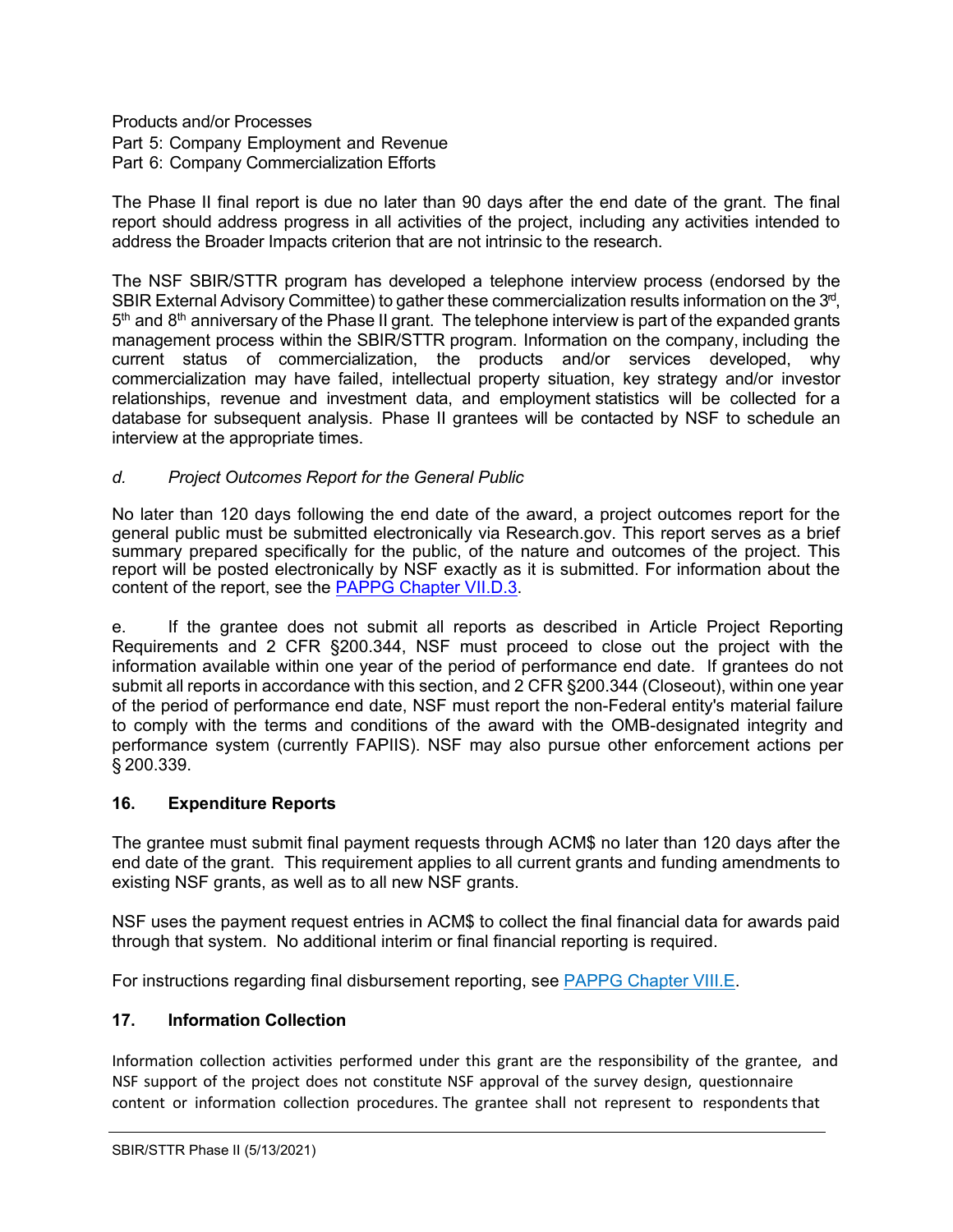Products and/or Processes
Part 5: Company Employment and Revenue
Part 6: Company Commercialization Efforts

The Phase II final report is due no later than 90 days after the end date of the grant. The final report should address progress in all activities of the project, including any activities intended to address the Broader Impacts criterion that are not intrinsic to the research.

The NSF SBIR/STTR program has developed a telephone interview process (endorsed by the SBIR External Advisory Committee) to gather these commercialization results information on the 3rd, 5th and 8th anniversary of the Phase II grant. The telephone interview is part of the expanded grants management process within the SBIR/STTR program. Information on the company, including the current status of commercialization, the products and/or services developed, why commercialization may have failed, intellectual property situation, key strategy and/or investor relationships, revenue and investment data, and employment statistics will be collected for a database for subsequent analysis. Phase II grantees will be contacted by NSF to schedule an interview at the appropriate times.

*d. Project Outcomes Report for the General Public*

No later than 120 days following the end date of the award, a project outcomes report for the general public must be submitted electronically via Research.gov. This report serves as a brief summary prepared specifically for the public, of the nature and outcomes of the project. This report will be posted electronically by NSF exactly as it is submitted. For information about the content of the report, see the PAPPG Chapter VII.D.3.

e. If the grantee does not submit all reports as described in Article Project Reporting Requirements and 2 CFR §200.344, NSF must proceed to close out the project with the information available within one year of the period of performance end date. If grantees do not submit all reports in accordance with this section, and 2 CFR §200.344 (Closeout), within one year of the period of performance end date, NSF must report the non-Federal entity's material failure to comply with the terms and conditions of the award with the OMB-designated integrity and performance system (currently FAPIIS). NSF may also pursue other enforcement actions per § 200.339.

### 16. Expenditure Reports

The grantee must submit final payment requests through ACM$ no later than 120 days after the end date of the grant. This requirement applies to all current grants and funding amendments to existing NSF grants, as well as to all new NSF grants.

NSF uses the payment request entries in ACM$ to collect the final financial data for awards paid through that system. No additional interim or final financial reporting is required.

For instructions regarding final disbursement reporting, see PAPPG Chapter VIII.E.

### 17. Information Collection

Information collection activities performed under this grant are the responsibility of the grantee, and NSF support of the project does not constitute NSF approval of the survey design, questionnaire content or information collection procedures. The grantee shall not represent to respondents that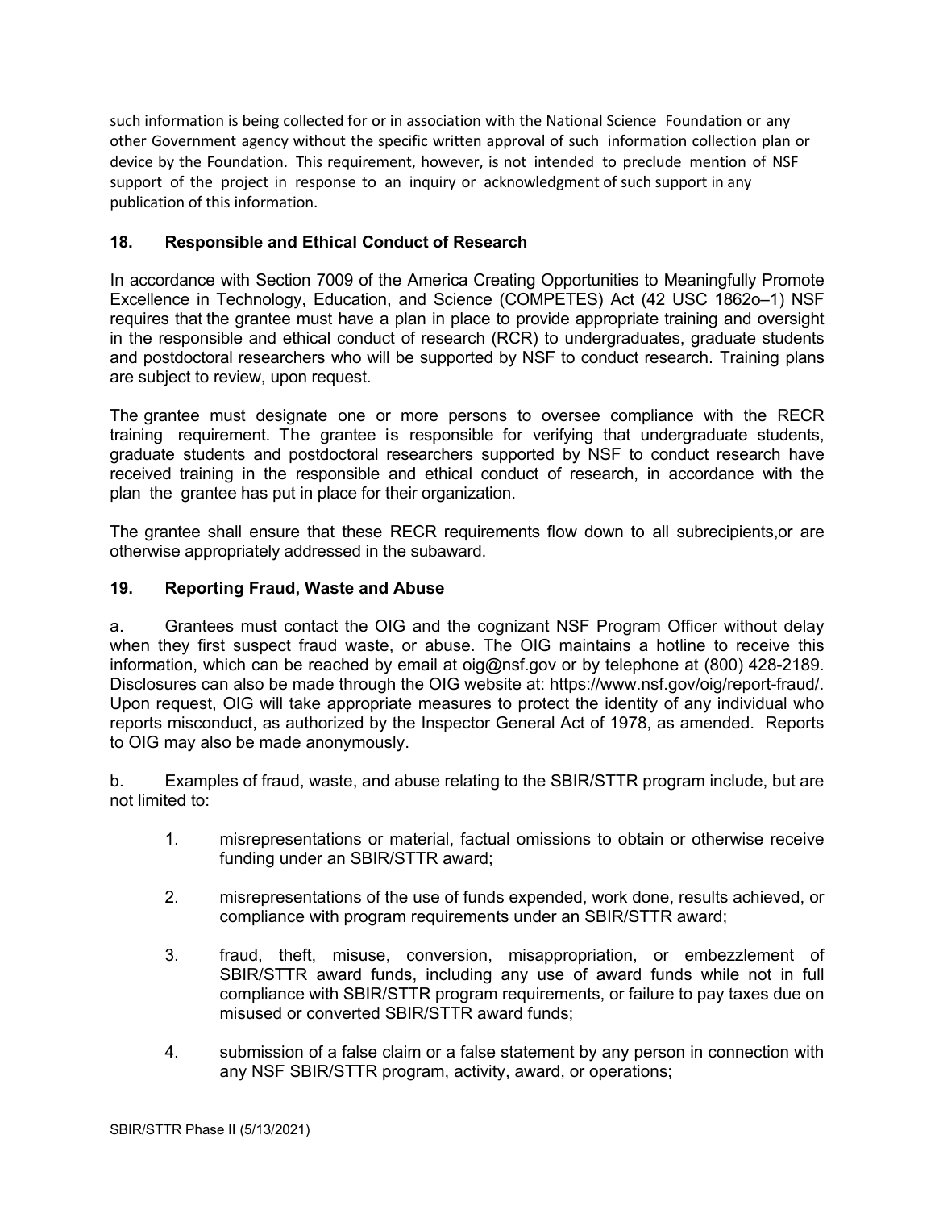such information is being collected for or in association with the National Science Foundation or any other Government agency without the specific written approval of such information collection plan or device by the Foundation. This requirement, however, is not intended to preclude mention of NSF support of the project in response to an inquiry or acknowledgment of such support in any publication of this information.

## 18. Responsible and Ethical Conduct of Research

In accordance with Section 7009 of the America Creating Opportunities to Meaningfully Promote Excellence in Technology, Education, and Science (COMPETES) Act (42 USC 1862o–1) NSF requires that the grantee must have a plan in place to provide appropriate training and oversight in the responsible and ethical conduct of research (RCR) to undergraduates, graduate students and postdoctoral researchers who will be supported by NSF to conduct research. Training plans are subject to review, upon request.

The grantee must designate one or more persons to oversee compliance with the RECR training requirement. The grantee is responsible for verifying that undergraduate students, graduate students and postdoctoral researchers supported by NSF to conduct research have received training in the responsible and ethical conduct of research, in accordance with the plan the grantee has put in place for their organization.

The grantee shall ensure that these RECR requirements flow down to all subrecipients,or are otherwise appropriately addressed in the subaward.

## 19. Reporting Fraud, Waste and Abuse

a. Grantees must contact the OIG and the cognizant NSF Program Officer without delay when they first suspect fraud waste, or abuse. The OIG maintains a hotline to receive this information, which can be reached by email at oig@nsf.gov or by telephone at (800) 428-2189. Disclosures can also be made through the OIG website at: https://www.nsf.gov/oig/report-fraud/. Upon request, OIG will take appropriate measures to protect the identity of any individual who reports misconduct, as authorized by the Inspector General Act of 1978, as amended. Reports to OIG may also be made anonymously.

b. Examples of fraud, waste, and abuse relating to the SBIR/STTR program include, but are not limited to:

1. misrepresentations or material, factual omissions to obtain or otherwise receive funding under an SBIR/STTR award;

2. misrepresentations of the use of funds expended, work done, results achieved, or compliance with program requirements under an SBIR/STTR award;

3. fraud, theft, misuse, conversion, misappropriation, or embezzlement of SBIR/STTR award funds, including any use of award funds while not in full compliance with SBIR/STTR program requirements, or failure to pay taxes due on misused or converted SBIR/STTR award funds;

4. submission of a false claim or a false statement by any person in connection with any NSF SBIR/STTR program, activity, award, or operations;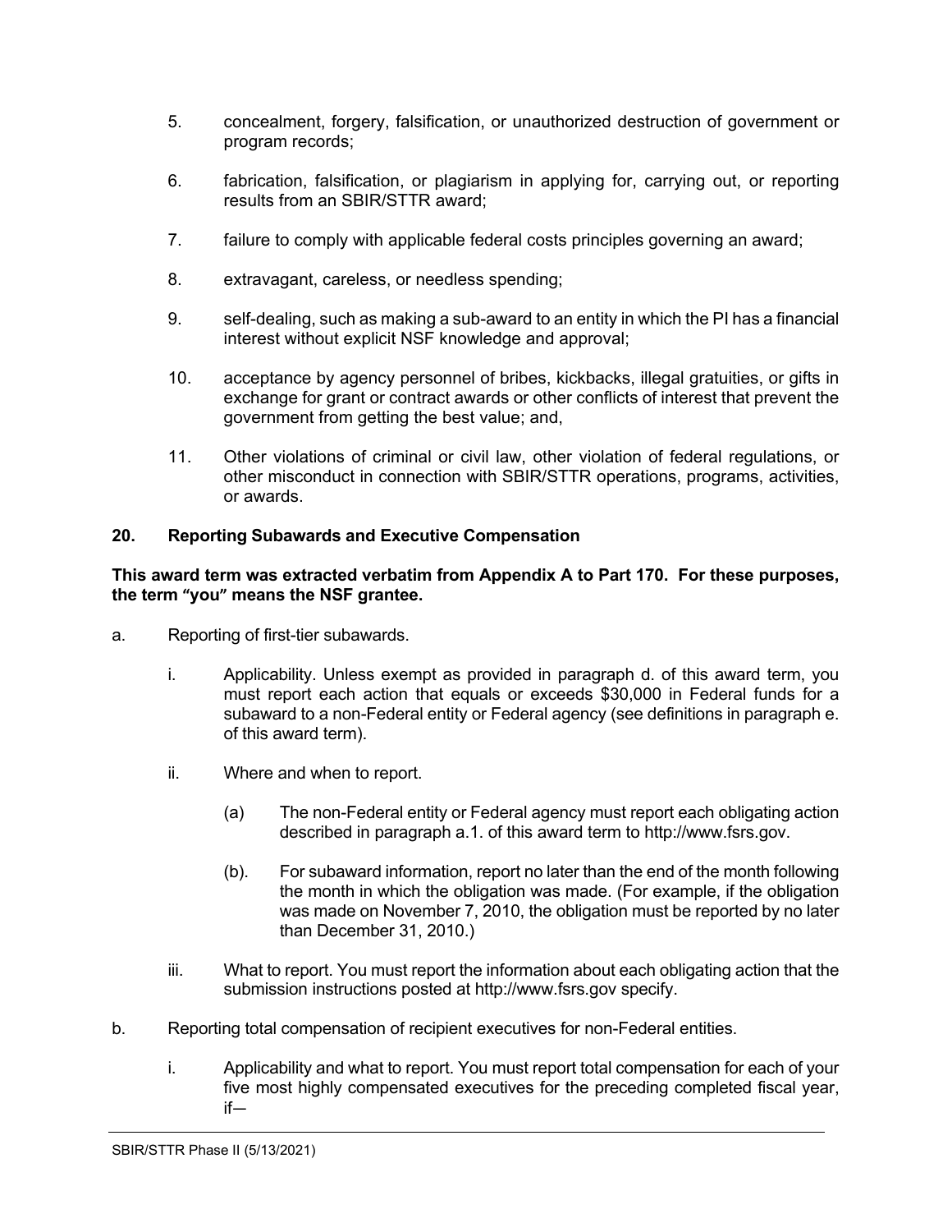5. concealment, forgery, falsification, or unauthorized destruction of government or program records;

6. fabrication, falsification, or plagiarism in applying for, carrying out, or reporting results from an SBIR/STTR award;

7. failure to comply with applicable federal costs principles governing an award;

8. extravagant, careless, or needless spending;

9. self-dealing, such as making a sub-award to an entity in which the PI has a financial interest without explicit NSF knowledge and approval;

10. acceptance by agency personnel of bribes, kickbacks, illegal gratuities, or gifts in exchange for grant or contract awards or other conflicts of interest that prevent the government from getting the best value; and,

11. Other violations of criminal or civil law, other violation of federal regulations, or other misconduct in connection with SBIR/STTR operations, programs, activities, or awards.

## 20. Reporting Subawards and Executive Compensation

**This award term was extracted verbatim from Appendix A to Part 170. For these purposes, the term "you" means the NSF grantee.**

a. Reporting of first-tier subawards.

   i. Applicability. Unless exempt as provided in paragraph d. of this award term, you must report each action that equals or exceeds $30,000 in Federal funds for a subaward to a non-Federal entity or Federal agency (see definitions in paragraph e. of this award term).

   ii. Where and when to report.

      (a) The non-Federal entity or Federal agency must report each obligating action described in paragraph a.1. of this award term to http://www.fsrs.gov.

      (b). For subaward information, report no later than the end of the month following the month in which the obligation was made. (For example, if the obligation was made on November 7, 2010, the obligation must be reported by no later than December 31, 2010.)

   iii. What to report. You must report the information about each obligating action that the submission instructions posted at http://www.fsrs.gov specify.

b. Reporting total compensation of recipient executives for non-Federal entities.

   i. Applicability and what to report. You must report total compensation for each of your five most highly compensated executives for the preceding completed fiscal year, if—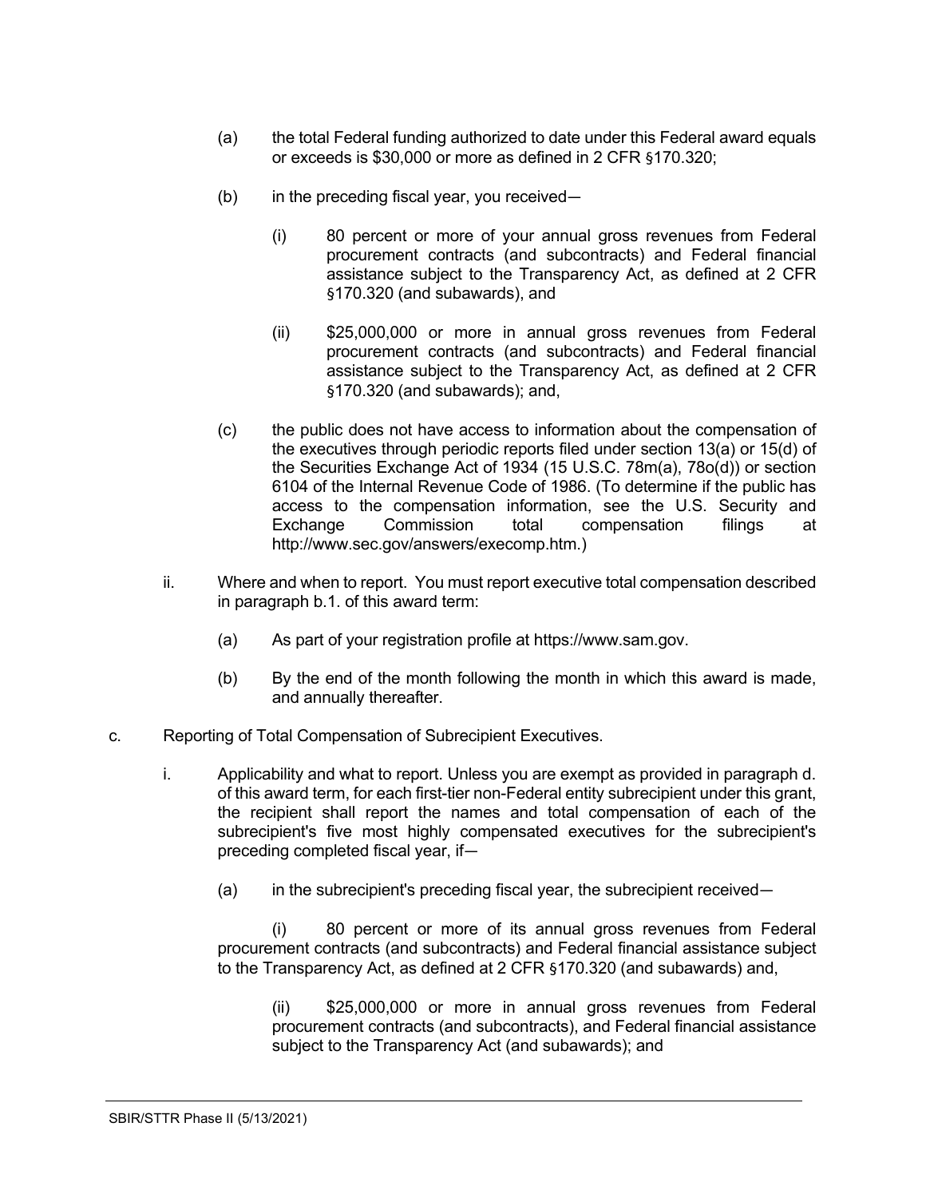(a) the total Federal funding authorized to date under this Federal award equals or exceeds is $30,000 or more as defined in 2 CFR §170.320;

(b) in the preceding fiscal year, you received—

(i) 80 percent or more of your annual gross revenues from Federal procurement contracts (and subcontracts) and Federal financial assistance subject to the Transparency Act, as defined at 2 CFR §170.320 (and subawards), and

(ii) $25,000,000 or more in annual gross revenues from Federal procurement contracts (and subcontracts) and Federal financial assistance subject to the Transparency Act, as defined at 2 CFR §170.320 (and subawards); and,

(c) the public does not have access to information about the compensation of the executives through periodic reports filed under section 13(a) or 15(d) of the Securities Exchange Act of 1934 (15 U.S.C. 78m(a), 78o(d)) or section 6104 of the Internal Revenue Code of 1986. (To determine if the public has access to the compensation information, see the U.S. Security and Exchange Commission total compensation filings at http://www.sec.gov/answers/execomp.htm.)

ii. Where and when to report. You must report executive total compensation described in paragraph b.1. of this award term:

(a) As part of your registration profile at https://www.sam.gov.

(b) By the end of the month following the month in which this award is made, and annually thereafter.

c. Reporting of Total Compensation of Subrecipient Executives.

i. Applicability and what to report. Unless you are exempt as provided in paragraph d. of this award term, for each first-tier non-Federal entity subrecipient under this grant, the recipient shall report the names and total compensation of each of the subrecipient's five most highly compensated executives for the subrecipient's preceding completed fiscal year, if—

(a) in the subrecipient's preceding fiscal year, the subrecipient received—

(i) 80 percent or more of its annual gross revenues from Federal procurement contracts (and subcontracts) and Federal financial assistance subject to the Transparency Act, as defined at 2 CFR §170.320 (and subawards) and,

(ii) $25,000,000 or more in annual gross revenues from Federal procurement contracts (and subcontracts), and Federal financial assistance subject to the Transparency Act (and subawards); and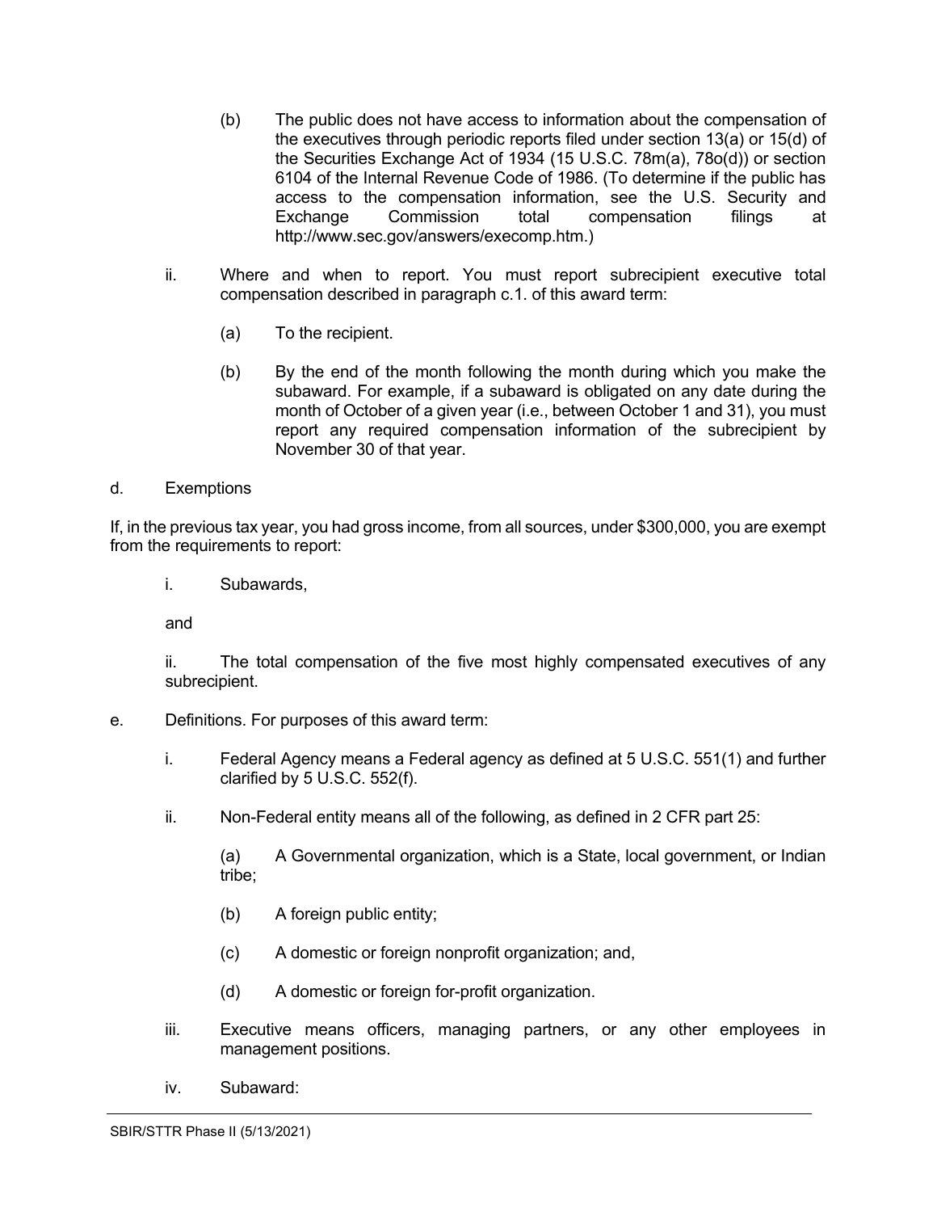(b) The public does not have access to information about the compensation of the executives through periodic reports filed under section 13(a) or 15(d) of the Securities Exchange Act of 1934 (15 U.S.C. 78m(a), 78o(d)) or section 6104 of the Internal Revenue Code of 1986. (To determine if the public has access to the compensation information, see the U.S. Security and Exchange Commission total compensation filings at http://www.sec.gov/answers/execomp.htm.)

ii. Where and when to report. You must report subrecipient executive total compensation described in paragraph c.1. of this award term:

(a) To the recipient.

(b) By the end of the month following the month during which you make the subaward. For example, if a subaward is obligated on any date during the month of October of a given year (i.e., between October 1 and 31), you must report any required compensation information of the subrecipient by November 30 of that year.

d. Exemptions

If, in the previous tax year, you had gross income, from all sources, under $300,000, you are exempt from the requirements to report:

i. Subawards,

and

ii. The total compensation of the five most highly compensated executives of any subrecipient.

e. Definitions. For purposes of this award term:

i. Federal Agency means a Federal agency as defined at 5 U.S.C. 551(1) and further clarified by 5 U.S.C. 552(f).

ii. Non-Federal entity means all of the following, as defined in 2 CFR part 25:

(a) A Governmental organization, which is a State, local government, or Indian tribe;

(b) A foreign public entity;

(c) A domestic or foreign nonprofit organization; and,

(d) A domestic or foreign for-profit organization.

iii. Executive means officers, managing partners, or any other employees in management positions.

iv. Subaward: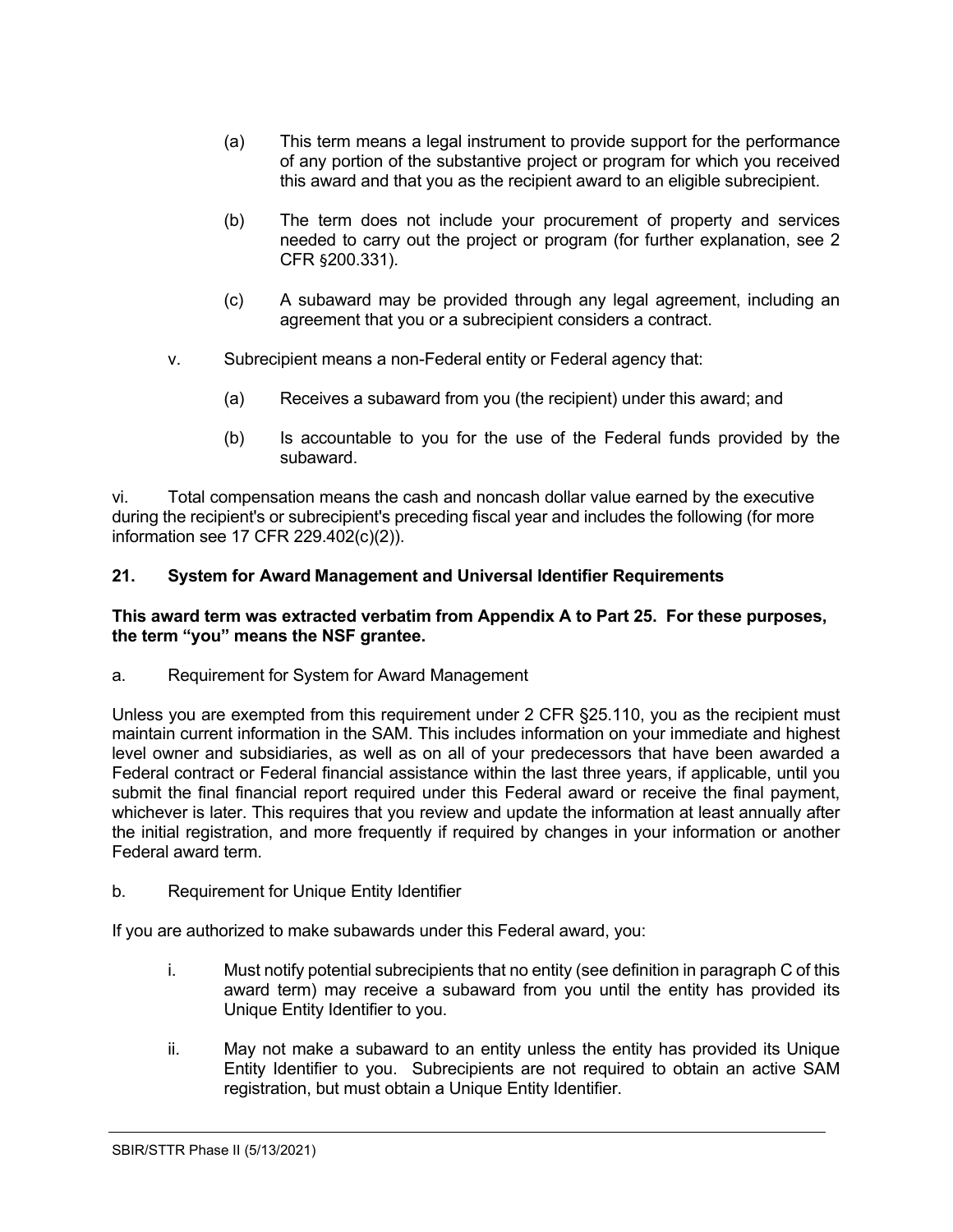(a) This term means a legal instrument to provide support for the performance of any portion of the substantive project or program for which you received this award and that you as the recipient award to an eligible subrecipient.

(b) The term does not include your procurement of property and services needed to carry out the project or program (for further explanation, see 2 CFR §200.331).

(c) A subaward may be provided through any legal agreement, including an agreement that you or a subrecipient considers a contract.

v. Subrecipient means a non-Federal entity or Federal agency that:

(a) Receives a subaward from you (the recipient) under this award; and

(b) Is accountable to you for the use of the Federal funds provided by the subaward.

vi. Total compensation means the cash and noncash dollar value earned by the executive during the recipient's or subrecipient's preceding fiscal year and includes the following (for more information see 17 CFR 229.402(c)(2)).

### 21. System for Award Management and Universal Identifier Requirements

**This award term was extracted verbatim from Appendix A to Part 25. For these purposes, the term "you" means the NSF grantee.**

a. Requirement for System for Award Management

Unless you are exempted from this requirement under 2 CFR §25.110, you as the recipient must maintain current information in the SAM. This includes information on your immediate and highest level owner and subsidiaries, as well as on all of your predecessors that have been awarded a Federal contract or Federal financial assistance within the last three years, if applicable, until you submit the final financial report required under this Federal award or receive the final payment, whichever is later. This requires that you review and update the information at least annually after the initial registration, and more frequently if required by changes in your information or another Federal award term.

b. Requirement for Unique Entity Identifier

If you are authorized to make subawards under this Federal award, you:

i. Must notify potential subrecipients that no entity (see definition in paragraph C of this award term) may receive a subaward from you until the entity has provided its Unique Entity Identifier to you.

ii. May not make a subaward to an entity unless the entity has provided its Unique Entity Identifier to you. Subrecipients are not required to obtain an active SAM registration, but must obtain a Unique Entity Identifier.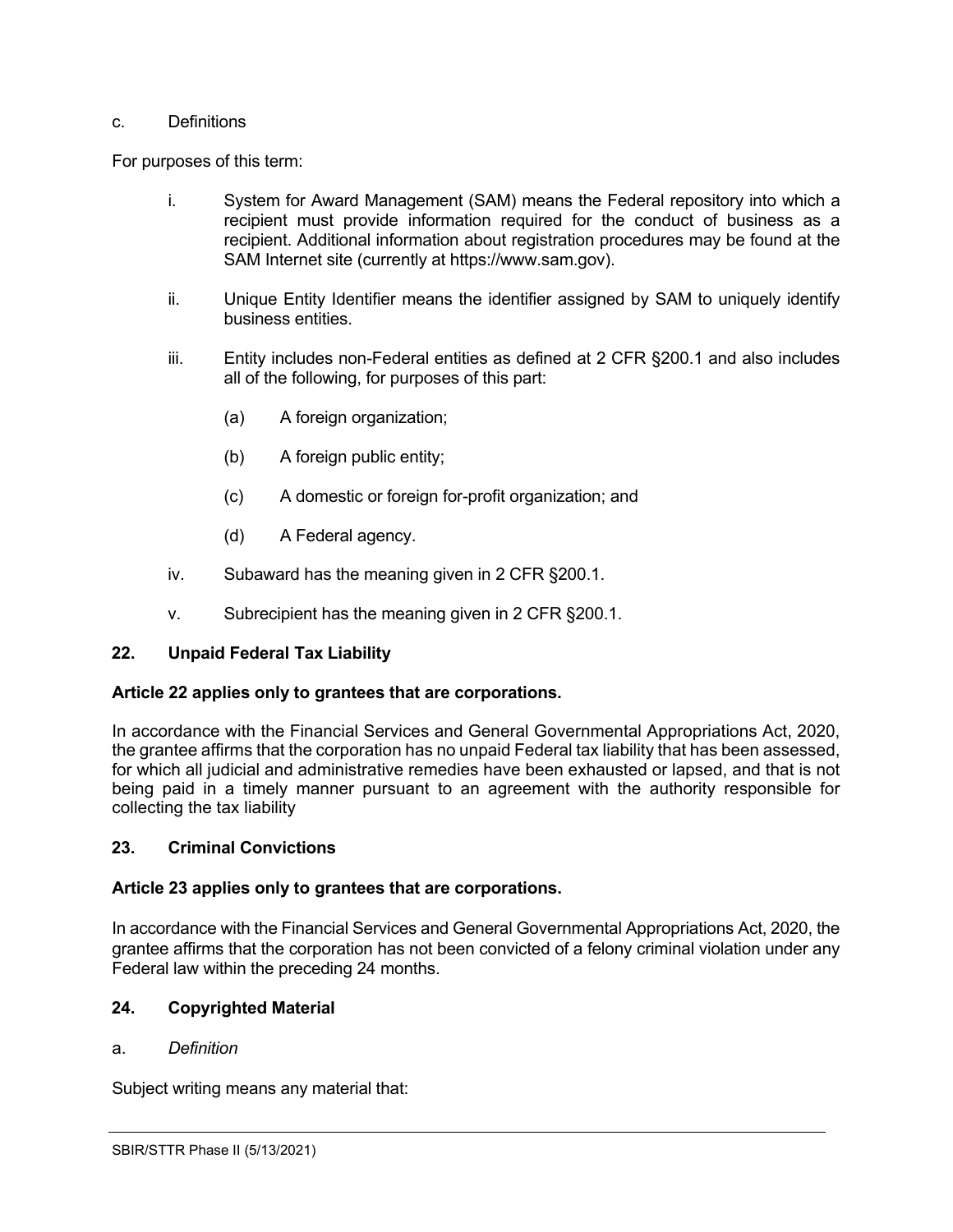c. Definitions

For purposes of this term:

i. System for Award Management (SAM) means the Federal repository into which a recipient must provide information required for the conduct of business as a recipient. Additional information about registration procedures may be found at the SAM Internet site (currently at https://www.sam.gov).

ii. Unique Entity Identifier means the identifier assigned by SAM to uniquely identify business entities.

iii. Entity includes non-Federal entities as defined at 2 CFR §200.1 and also includes all of the following, for purposes of this part:

   (a) A foreign organization;

   (b) A foreign public entity;

   (c) A domestic or foreign for-profit organization; and

   (d) A Federal agency.

iv. Subaward has the meaning given in 2 CFR §200.1.

v. Subrecipient has the meaning given in 2 CFR §200.1.

## 22. Unpaid Federal Tax Liability

**Article 22 applies only to grantees that are corporations.**

In accordance with the Financial Services and General Governmental Appropriations Act, 2020, the grantee affirms that the corporation has no unpaid Federal tax liability that has been assessed, for which all judicial and administrative remedies have been exhausted or lapsed, and that is not being paid in a timely manner pursuant to an agreement with the authority responsible for collecting the tax liability

## 23. Criminal Convictions

**Article 23 applies only to grantees that are corporations.**

In accordance with the Financial Services and General Governmental Appropriations Act, 2020, the grantee affirms that the corporation has not been convicted of a felony criminal violation under any Federal law within the preceding 24 months.

## 24. Copyrighted Material

a. *Definition*

Subject writing means any material that: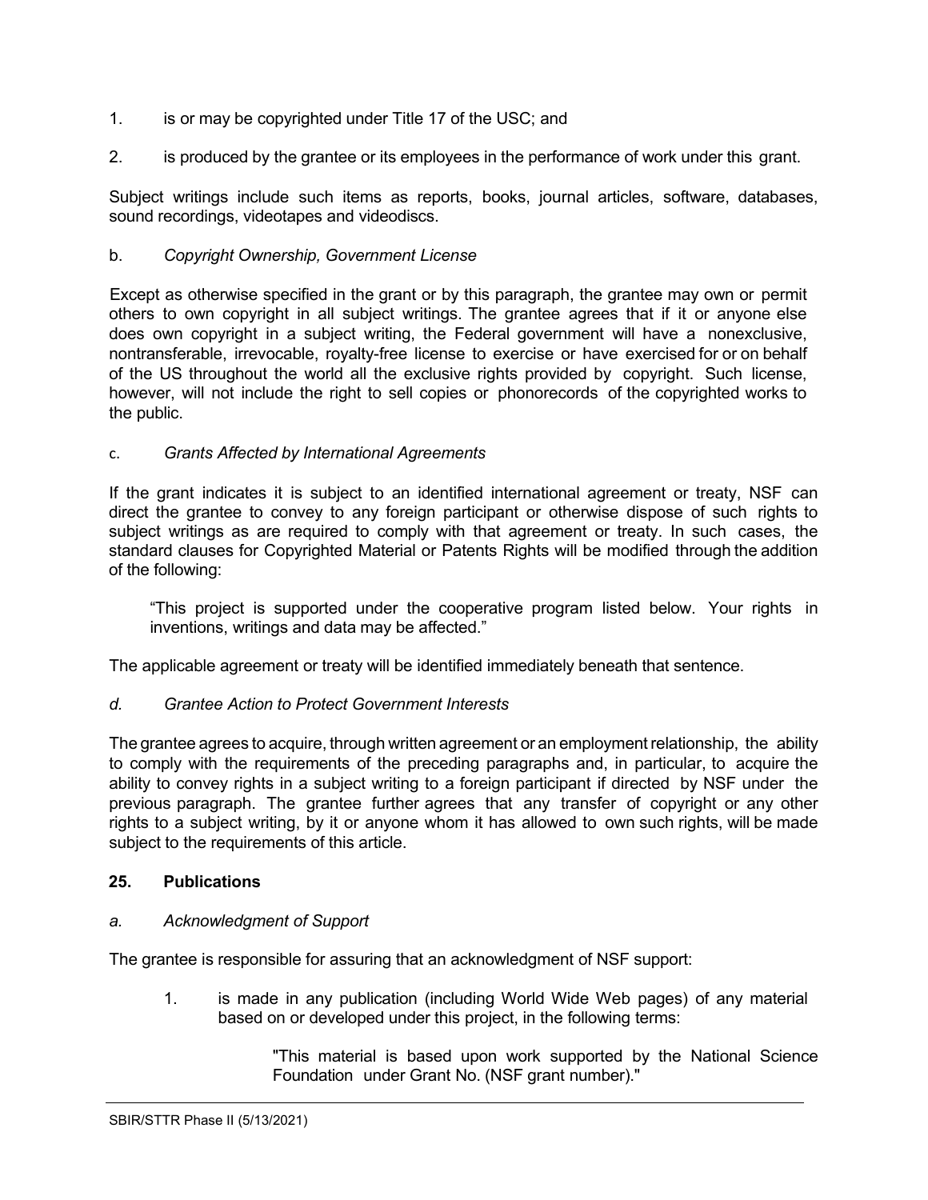1. is or may be copyrighted under Title 17 of the USC; and

2. is produced by the grantee or its employees in the performance of work under this grant.

Subject writings include such items as reports, books, journal articles, software, databases, sound recordings, videotapes and videodiscs.

b. *Copyright Ownership, Government License*

Except as otherwise specified in the grant or by this paragraph, the grantee may own or permit others to own copyright in all subject writings. The grantee agrees that if it or anyone else does own copyright in a subject writing, the Federal government will have a nonexclusive, nontransferable, irrevocable, royalty-free license to exercise or have exercised for or on behalf of the US throughout the world all the exclusive rights provided by copyright. Such license, however, will not include the right to sell copies or phonorecords of the copyrighted works to the public.

c. *Grants Affected by International Agreements*

If the grant indicates it is subject to an identified international agreement or treaty, NSF can direct the grantee to convey to any foreign participant or otherwise dispose of such rights to subject writings as are required to comply with that agreement or treaty. In such cases, the standard clauses for Copyrighted Material or Patents Rights will be modified through the addition of the following:

> "This project is supported under the cooperative program listed below. Your rights in inventions, writings and data may be affected."

The applicable agreement or treaty will be identified immediately beneath that sentence.

*d. Grantee Action to Protect Government Interests*

The grantee agrees to acquire, through written agreement or an employment relationship, the ability to comply with the requirements of the preceding paragraphs and, in particular, to acquire the ability to convey rights in a subject writing to a foreign participant if directed by NSF under the previous paragraph. The grantee further agrees that any transfer of copyright or any other rights to a subject writing, by it or anyone whom it has allowed to own such rights, will be made subject to the requirements of this article.

## 25. Publications

*a. Acknowledgment of Support*

The grantee is responsible for assuring that an acknowledgment of NSF support:

1. is made in any publication (including World Wide Web pages) of any material based on or developed under this project, in the following terms:

   > "This material is based upon work supported by the National Science Foundation under Grant No. (NSF grant number)."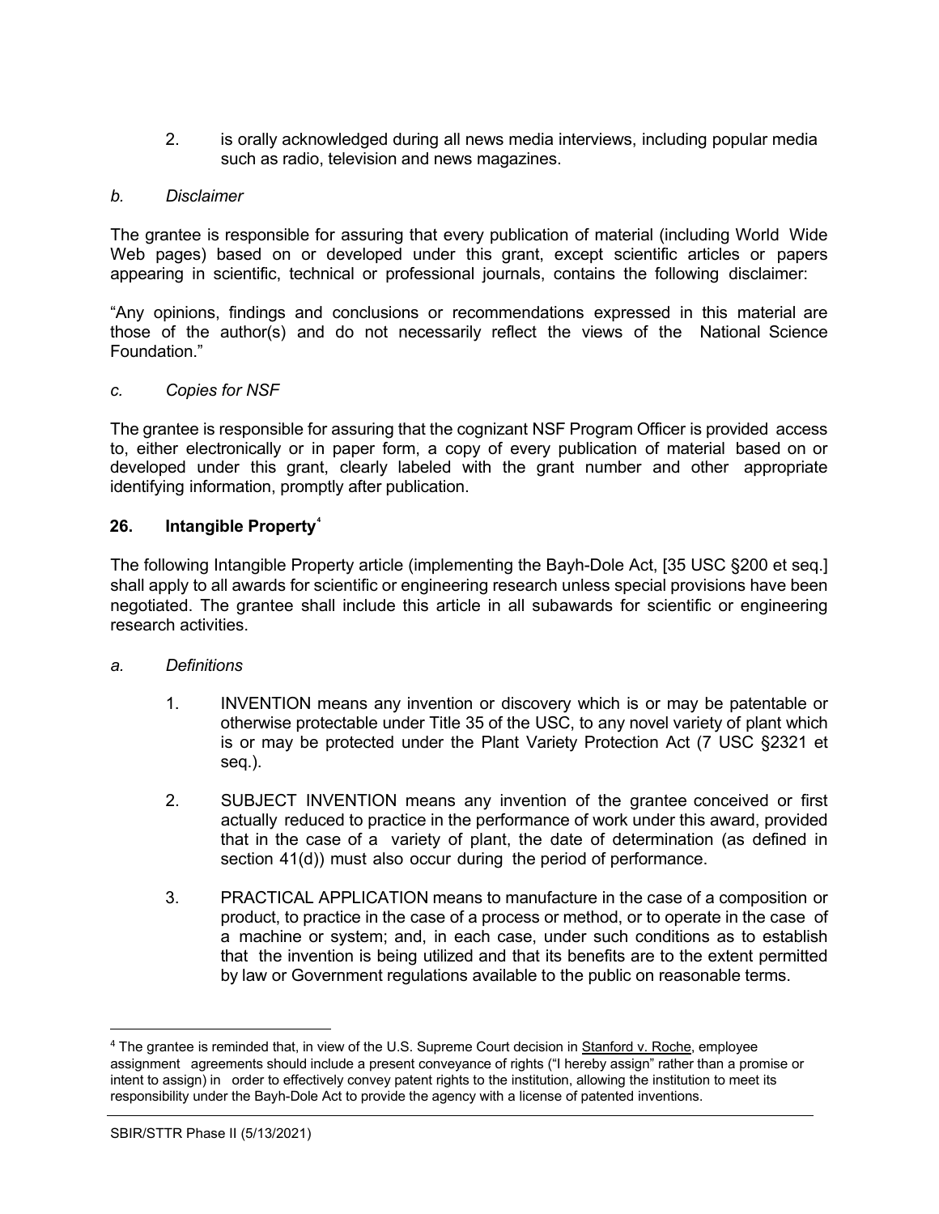2. is orally acknowledged during all news media interviews, including popular media such as radio, television and news magazines.

*b. Disclaimer*

The grantee is responsible for assuring that every publication of material (including World Wide Web pages) based on or developed under this grant, except scientific articles or papers appearing in scientific, technical or professional journals, contains the following disclaimer:

"Any opinions, findings and conclusions or recommendations expressed in this material are those of the author(s) and do not necessarily reflect the views of the National Science Foundation."

*c. Copies for NSF*

The grantee is responsible for assuring that the cognizant NSF Program Officer is provided access to, either electronically or in paper form, a copy of every publication of material based on or developed under this grant, clearly labeled with the grant number and other appropriate identifying information, promptly after publication.

## 26. Intangible Property[4]

The following Intangible Property article (implementing the Bayh-Dole Act, [35 USC §200 et seq.] shall apply to all awards for scientific or engineering research unless special provisions have been negotiated. The grantee shall include this article in all subawards for scientific or engineering research activities.

*a. Definitions*

1. INVENTION means any invention or discovery which is or may be patentable or otherwise protectable under Title 35 of the USC, to any novel variety of plant which is or may be protected under the Plant Variety Protection Act (7 USC §2321 et seq.).

2. SUBJECT INVENTION means any invention of the grantee conceived or first actually reduced to practice in the performance of work under this award, provided that in the case of a variety of plant, the date of determination (as defined in section 41(d)) must also occur during the period of performance.

3. PRACTICAL APPLICATION means to manufacture in the case of a composition or product, to practice in the case of a process or method, or to operate in the case of a machine or system; and, in each case, under such conditions as to establish that the invention is being utilized and that its benefits are to the extent permitted by law or Government regulations available to the public on reasonable terms.

---

[4] The grantee is reminded that, in view of the U.S. Supreme Court decision in Stanford v. Roche, employee assignment agreements should include a present conveyance of rights ("I hereby assign" rather than a promise or intent to assign) in order to effectively convey patent rights to the institution, allowing the institution to meet its responsibility under the Bayh-Dole Act to provide the agency with a license of patented inventions.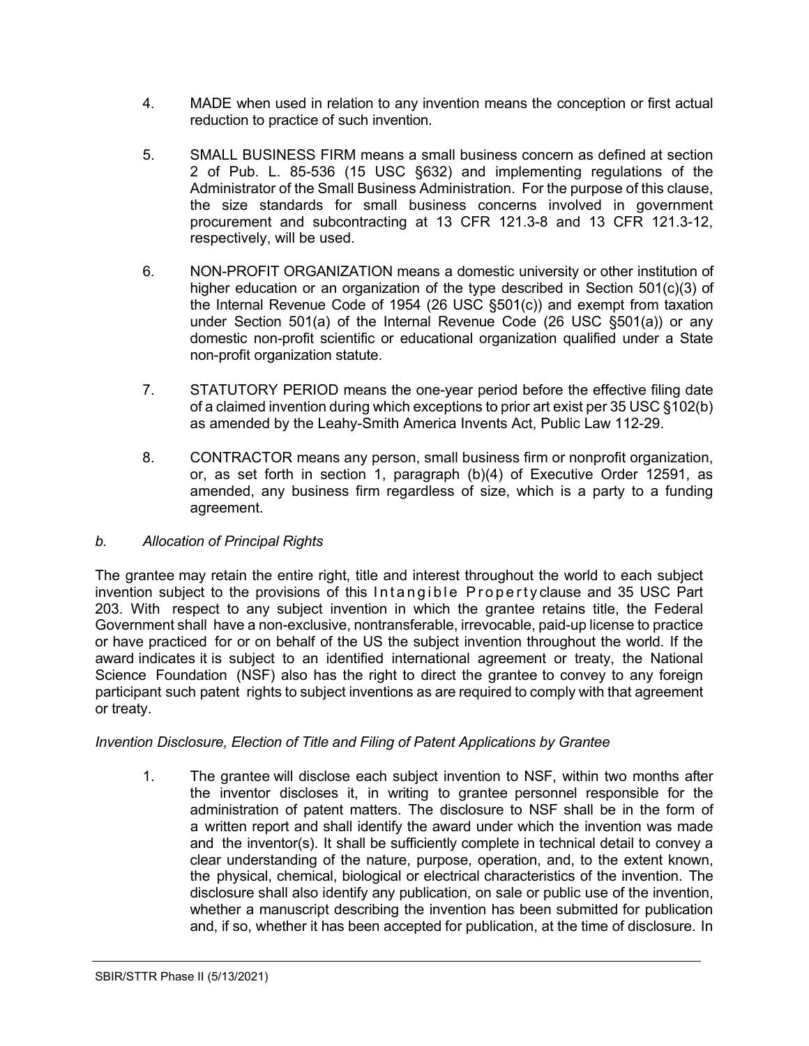4. MADE when used in relation to any invention means the conception or first actual reduction to practice of such invention.

5. SMALL BUSINESS FIRM means a small business concern as defined at section 2 of Pub. L. 85-536 (15 USC §632) and implementing regulations of the Administrator of the Small Business Administration. For the purpose of this clause, the size standards for small business concerns involved in government procurement and subcontracting at 13 CFR 121.3-8 and 13 CFR 121.3-12, respectively, will be used.

6. NON-PROFIT ORGANIZATION means a domestic university or other institution of higher education or an organization of the type described in Section 501(c)(3) of the Internal Revenue Code of 1954 (26 USC §501(c)) and exempt from taxation under Section 501(a) of the Internal Revenue Code (26 USC §501(a)) or any domestic non-profit scientific or educational organization qualified under a State non-profit organization statute.

7. STATUTORY PERIOD means the one-year period before the effective filing date of a claimed invention during which exceptions to prior art exist per 35 USC §102(b) as amended by the Leahy-Smith America Invents Act, Public Law 112-29.

8. CONTRACTOR means any person, small business firm or nonprofit organization, or, as set forth in section 1, paragraph (b)(4) of Executive Order 12591, as amended, any business firm regardless of size, which is a party to a funding agreement.

*b. Allocation of Principal Rights*

The grantee may retain the entire right, title and interest throughout the world to each subject invention subject to the provisions of this Intangible Property clause and 35 USC Part 203. With respect to any subject invention in which the grantee retains title, the Federal Government shall have a non-exclusive, nontransferable, irrevocable, paid-up license to practice or have practiced for or on behalf of the US the subject invention throughout the world. If the award indicates it is subject to an identified international agreement or treaty, the National Science Foundation (NSF) also has the right to direct the grantee to convey to any foreign participant such patent rights to subject inventions as are required to comply with that agreement or treaty.

*Invention Disclosure, Election of Title and Filing of Patent Applications by Grantee*

1. The grantee will disclose each subject invention to NSF, within two months after the inventor discloses it, in writing to grantee personnel responsible for the administration of patent matters. The disclosure to NSF shall be in the form of a written report and shall identify the award under which the invention was made and the inventor(s). It shall be sufficiently complete in technical detail to convey a clear understanding of the nature, purpose, operation, and, to the extent known, the physical, chemical, biological or electrical characteristics of the invention. The disclosure shall also identify any publication, on sale or public use of the invention, whether a manuscript describing the invention has been submitted for publication and, if so, whether it has been accepted for publication, at the time of disclosure. In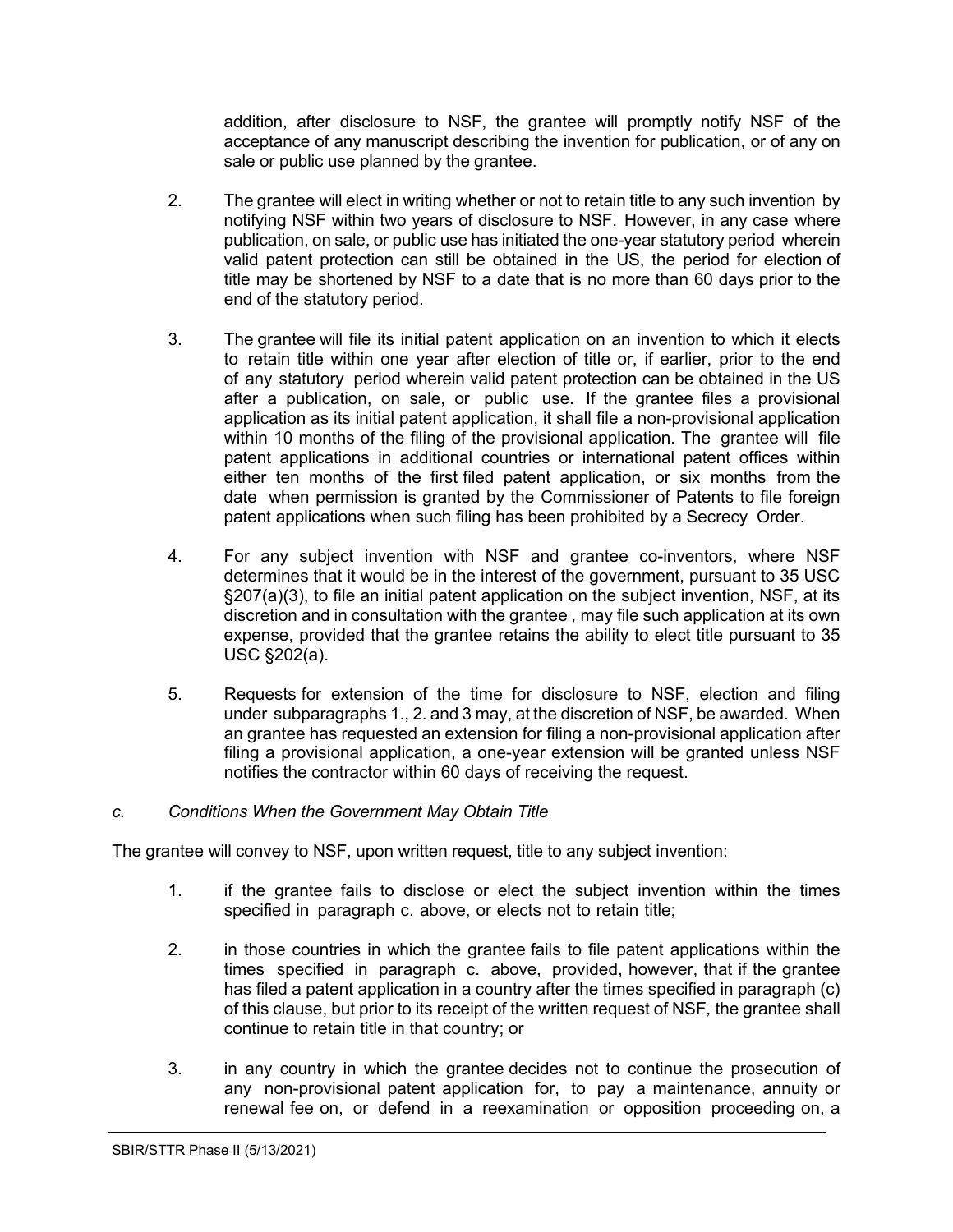addition, after disclosure to NSF, the grantee will promptly notify NSF of the acceptance of any manuscript describing the invention for publication, or of any on sale or public use planned by the grantee.

2. The grantee will elect in writing whether or not to retain title to any such invention by notifying NSF within two years of disclosure to NSF. However, in any case where publication, on sale, or public use has initiated the one-year statutory period wherein valid patent protection can still be obtained in the US, the period for election of title may be shortened by NSF to a date that is no more than 60 days prior to the end of the statutory period.

3. The grantee will file its initial patent application on an invention to which it elects to retain title within one year after election of title or, if earlier, prior to the end of any statutory period wherein valid patent protection can be obtained in the US after a publication, on sale, or public use. If the grantee files a provisional application as its initial patent application, it shall file a non-provisional application within 10 months of the filing of the provisional application. The grantee will file patent applications in additional countries or international patent offices within either ten months of the first filed patent application, or six months from the date when permission is granted by the Commissioner of Patents to file foreign patent applications when such filing has been prohibited by a Secrecy Order.

4. For any subject invention with NSF and grantee co-inventors, where NSF determines that it would be in the interest of the government, pursuant to 35 USC §207(a)(3), to file an initial patent application on the subject invention, NSF, at its discretion and in consultation with the grantee , may file such application at its own expense, provided that the grantee retains the ability to elect title pursuant to 35 USC §202(a).

5. Requests for extension of the time for disclosure to NSF, election and filing under subparagraphs 1., 2. and 3 may, at the discretion of NSF, be awarded. When an grantee has requested an extension for filing a non-provisional application after filing a provisional application, a one-year extension will be granted unless NSF notifies the contractor within 60 days of receiving the request.

*c. Conditions When the Government May Obtain Title*

The grantee will convey to NSF, upon written request, title to any subject invention:

1. if the grantee fails to disclose or elect the subject invention within the times specified in paragraph c. above, or elects not to retain title;

2. in those countries in which the grantee fails to file patent applications within the times specified in paragraph c. above, provided, however, that if the grantee has filed a patent application in a country after the times specified in paragraph (c) of this clause, but prior to its receipt of the written request of NSF*,* the grantee shall continue to retain title in that country; or

3. in any country in which the grantee decides not to continue the prosecution of any non-provisional patent application for, to pay a maintenance, annuity or renewal fee on, or defend in a reexamination or opposition proceeding on, a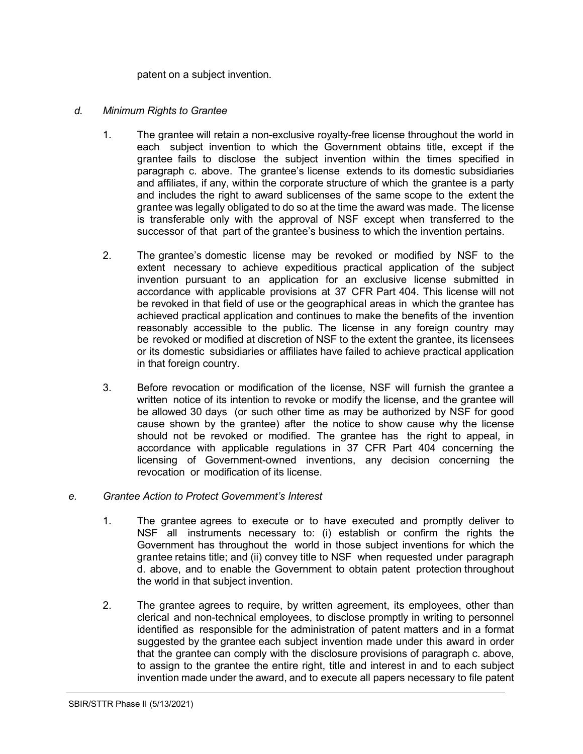patent on a subject invention.

*d. Minimum Rights to Grantee*

1. The grantee will retain a non-exclusive royalty-free license throughout the world in each subject invention to which the Government obtains title, except if the grantee fails to disclose the subject invention within the times specified in paragraph c. above. The grantee's license extends to its domestic subsidiaries and affiliates, if any, within the corporate structure of which the grantee is a party and includes the right to award sublicenses of the same scope to the extent the grantee was legally obligated to do so at the time the award was made. The license is transferable only with the approval of NSF except when transferred to the successor of that part of the grantee's business to which the invention pertains.

2. The grantee's domestic license may be revoked or modified by NSF to the extent necessary to achieve expeditious practical application of the subject invention pursuant to an application for an exclusive license submitted in accordance with applicable provisions at 37 CFR Part 404. This license will not be revoked in that field of use or the geographical areas in which the grantee has achieved practical application and continues to make the benefits of the invention reasonably accessible to the public. The license in any foreign country may be revoked or modified at discretion of NSF to the extent the grantee, its licensees or its domestic subsidiaries or affiliates have failed to achieve practical application in that foreign country.

3. Before revocation or modification of the license, NSF will furnish the grantee a written notice of its intention to revoke or modify the license, and the grantee will be allowed 30 days (or such other time as may be authorized by NSF for good cause shown by the grantee) after the notice to show cause why the license should not be revoked or modified. The grantee has the right to appeal, in accordance with applicable regulations in 37 CFR Part 404 concerning the licensing of Government-owned inventions, any decision concerning the revocation or modification of its license.

*e. Grantee Action to Protect Government's Interest*

1. The grantee agrees to execute or to have executed and promptly deliver to NSF all instruments necessary to: (i) establish or confirm the rights the Government has throughout the world in those subject inventions for which the grantee retains title; and (ii) convey title to NSF when requested under paragraph d. above, and to enable the Government to obtain patent protection throughout the world in that subject invention.

2. The grantee agrees to require, by written agreement, its employees, other than clerical and non-technical employees, to disclose promptly in writing to personnel identified as responsible for the administration of patent matters and in a format suggested by the grantee each subject invention made under this award in order that the grantee can comply with the disclosure provisions of paragraph c. above, to assign to the grantee the entire right, title and interest in and to each subject invention made under the award, and to execute all papers necessary to file patent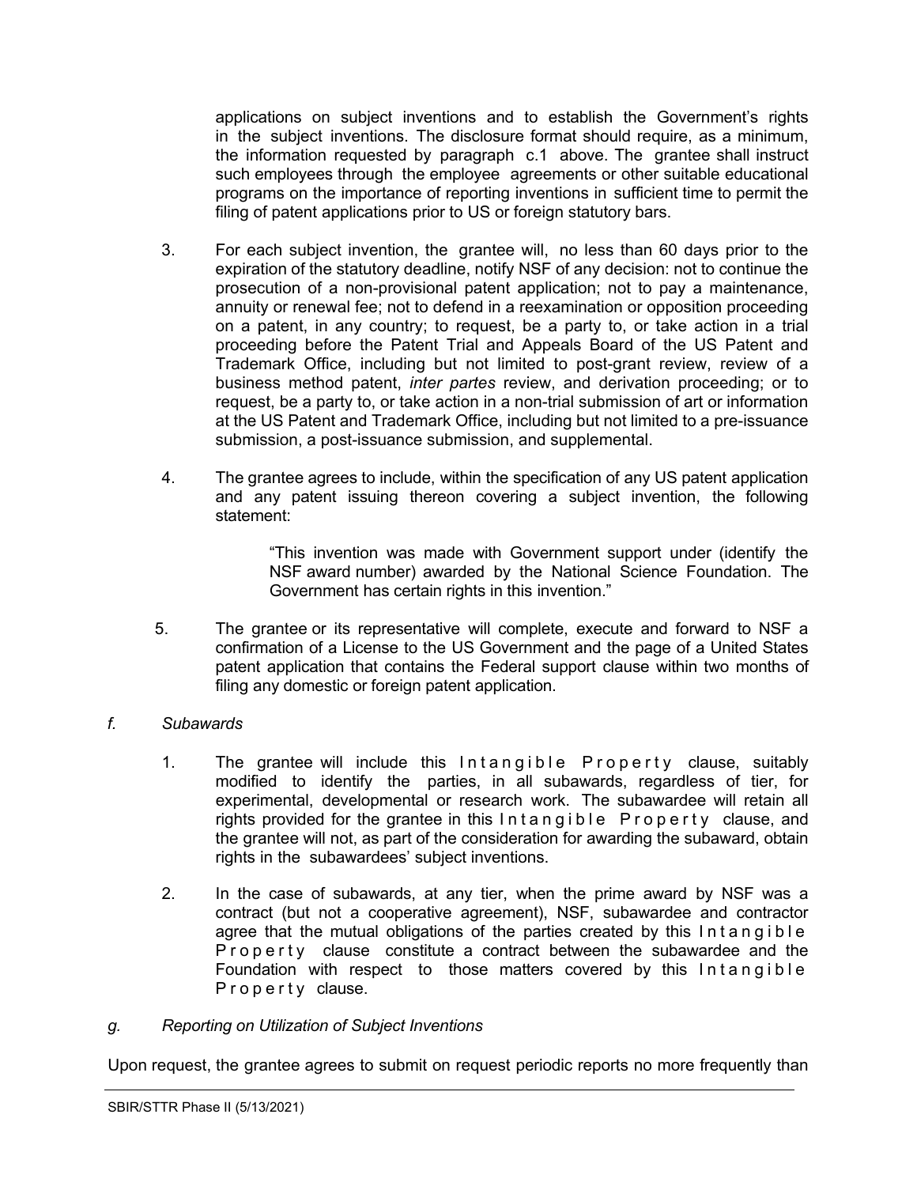applications on subject inventions and to establish the Government's rights in the subject inventions. The disclosure format should require, as a minimum, the information requested by paragraph c.1 above. The grantee shall instruct such employees through the employee agreements or other suitable educational programs on the importance of reporting inventions in sufficient time to permit the filing of patent applications prior to US or foreign statutory bars.

3. For each subject invention, the grantee will, no less than 60 days prior to the expiration of the statutory deadline, notify NSF of any decision: not to continue the prosecution of a non-provisional patent application; not to pay a maintenance, annuity or renewal fee; not to defend in a reexamination or opposition proceeding on a patent, in any country; to request, be a party to, or take action in a trial proceeding before the Patent Trial and Appeals Board of the US Patent and Trademark Office, including but not limited to post-grant review, review of a business method patent, *inter partes* review, and derivation proceeding; or to request, be a party to, or take action in a non-trial submission of art or information at the US Patent and Trademark Office, including but not limited to a pre-issuance submission, a post-issuance submission, and supplemental.

4. The grantee agrees to include, within the specification of any US patent application and any patent issuing thereon covering a subject invention, the following statement:

> "This invention was made with Government support under (identify the NSF award number) awarded by the National Science Foundation. The Government has certain rights in this invention."

5. The grantee or its representative will complete, execute and forward to NSF a confirmation of a License to the US Government and the page of a United States patent application that contains the Federal support clause within two months of filing any domestic or foreign patent application.

*f. Subawards*

1. The grantee will include this Intangible Property clause, suitably modified to identify the parties, in all subawards, regardless of tier, for experimental, developmental or research work. The subawardee will retain all rights provided for the grantee in this Intangible Property clause, and the grantee will not, as part of the consideration for awarding the subaward, obtain rights in the subawardees' subject inventions.

2. In the case of subawards, at any tier, when the prime award by NSF was a contract (but not a cooperative agreement), NSF, subawardee and contractor agree that the mutual obligations of the parties created by this Intangible Property clause constitute a contract between the subawardee and the Foundation with respect to those matters covered by this Intangible Property clause.

*g. Reporting on Utilization of Subject Inventions*

Upon request, the grantee agrees to submit on request periodic reports no more frequently than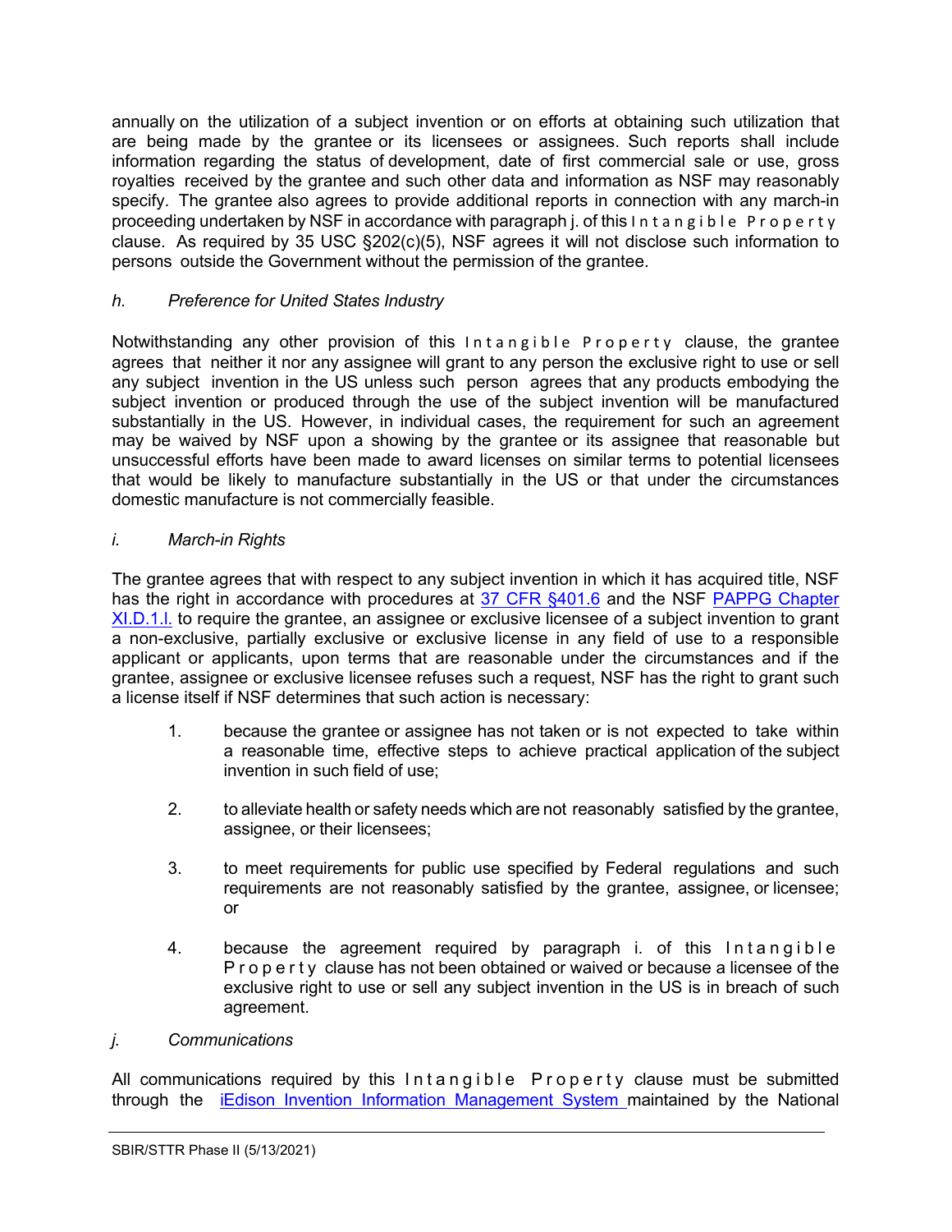annually on the utilization of a subject invention or on efforts at obtaining such utilization that are being made by the grantee or its licensees or assignees. Such reports shall include information regarding the status of development, date of first commercial sale or use, gross royalties received by the grantee and such other data and information as NSF may reasonably specify. The grantee also agrees to provide additional reports in connection with any march-in proceeding undertaken by NSF in accordance with paragraph j. of this Intangible Property clause. As required by 35 USC §202(c)(5), NSF agrees it will not disclose such information to persons outside the Government without the permission of the grantee.

*h. Preference for United States Industry*

Notwithstanding any other provision of this Intangible Property clause, the grantee agrees that neither it nor any assignee will grant to any person the exclusive right to use or sell any subject invention in the US unless such person agrees that any products embodying the subject invention or produced through the use of the subject invention will be manufactured substantially in the US. However, in individual cases, the requirement for such an agreement may be waived by NSF upon a showing by the grantee or its assignee that reasonable but unsuccessful efforts have been made to award licenses on similar terms to potential licensees that would be likely to manufacture substantially in the US or that under the circumstances domestic manufacture is not commercially feasible.

*i. March-in Rights*

The grantee agrees that with respect to any subject invention in which it has acquired title, NSF has the right in accordance with procedures at 37 CFR §401.6 and the NSF PAPPG Chapter XI.D.1.l. to require the grantee, an assignee or exclusive licensee of a subject invention to grant a non-exclusive, partially exclusive or exclusive license in any field of use to a responsible applicant or applicants, upon terms that are reasonable under the circumstances and if the grantee, assignee or exclusive licensee refuses such a request, NSF has the right to grant such a license itself if NSF determines that such action is necessary:

1. because the grantee or assignee has not taken or is not expected to take within a reasonable time, effective steps to achieve practical application of the subject invention in such field of use;

2. to alleviate health or safety needs which are not reasonably satisfied by the grantee, assignee, or their licensees;

3. to meet requirements for public use specified by Federal regulations and such requirements are not reasonably satisfied by the grantee, assignee, or licensee; or

4. because the agreement required by paragraph i. of this Intangible Property clause has not been obtained or waived or because a licensee of the exclusive right to use or sell any subject invention in the US is in breach of such agreement.

*j. Communications*

All communications required by this Intangible Property clause must be submitted through the iEdison Invention Information Management System maintained by the National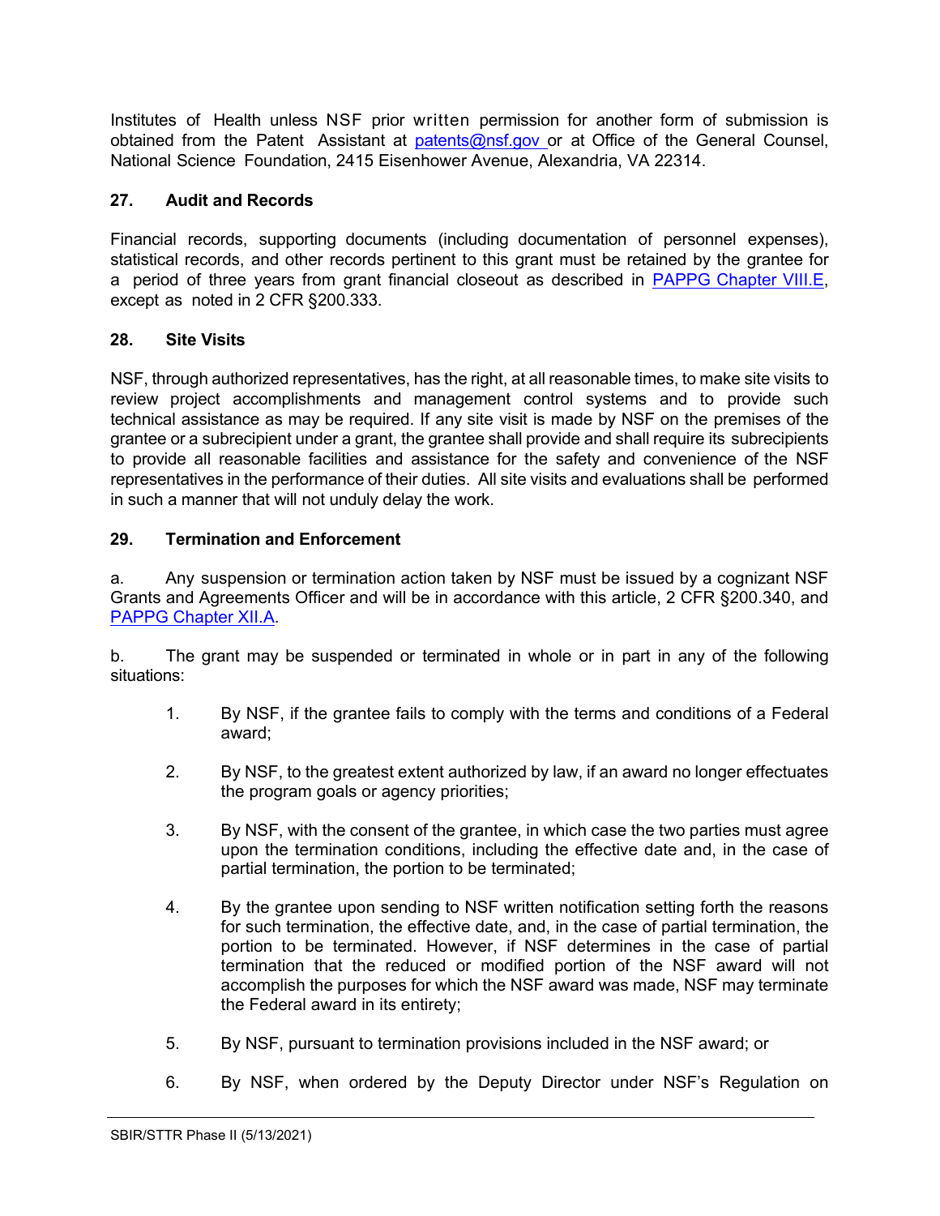Institutes of Health unless NSF prior written permission for another form of submission is obtained from the Patent Assistant at [patents@nsf.gov](mailto:patents@nsf.gov) or at Office of the General Counsel, National Science Foundation, 2415 Eisenhower Avenue, Alexandria, VA 22314.

**27. Audit and Records**

Financial records, supporting documents (including documentation of personnel expenses), statistical records, and other records pertinent to this grant must be retained by the grantee for a period of three years from grant financial closeout as described in PAPPG Chapter VIII.E, except as noted in 2 CFR §200.333.

**28. Site Visits**

NSF, through authorized representatives, has the right, at all reasonable times, to make site visits to review project accomplishments and management control systems and to provide such technical assistance as may be required. If any site visit is made by NSF on the premises of the grantee or a subrecipient under a grant, the grantee shall provide and shall require its subrecipients to provide all reasonable facilities and assistance for the safety and convenience of the NSF representatives in the performance of their duties. All site visits and evaluations shall be performed in such a manner that will not unduly delay the work.

**29. Termination and Enforcement**

a. Any suspension or termination action taken by NSF must be issued by a cognizant NSF Grants and Agreements Officer and will be in accordance with this article, 2 CFR §200.340, and PAPPG Chapter XII.A.

b. The grant may be suspended or terminated in whole or in part in any of the following situations:

1. By NSF, if the grantee fails to comply with the terms and conditions of a Federal award;

2. By NSF, to the greatest extent authorized by law, if an award no longer effectuates the program goals or agency priorities;

3. By NSF, with the consent of the grantee, in which case the two parties must agree upon the termination conditions, including the effective date and, in the case of partial termination, the portion to be terminated;

4. By the grantee upon sending to NSF written notification setting forth the reasons for such termination, the effective date, and, in the case of partial termination, the portion to be terminated. However, if NSF determines in the case of partial termination that the reduced or modified portion of the NSF award will not accomplish the purposes for which the NSF award was made, NSF may terminate the Federal award in its entirety;

5. By NSF, pursuant to termination provisions included in the NSF award; or

6. By NSF, when ordered by the Deputy Director under NSF's Regulation on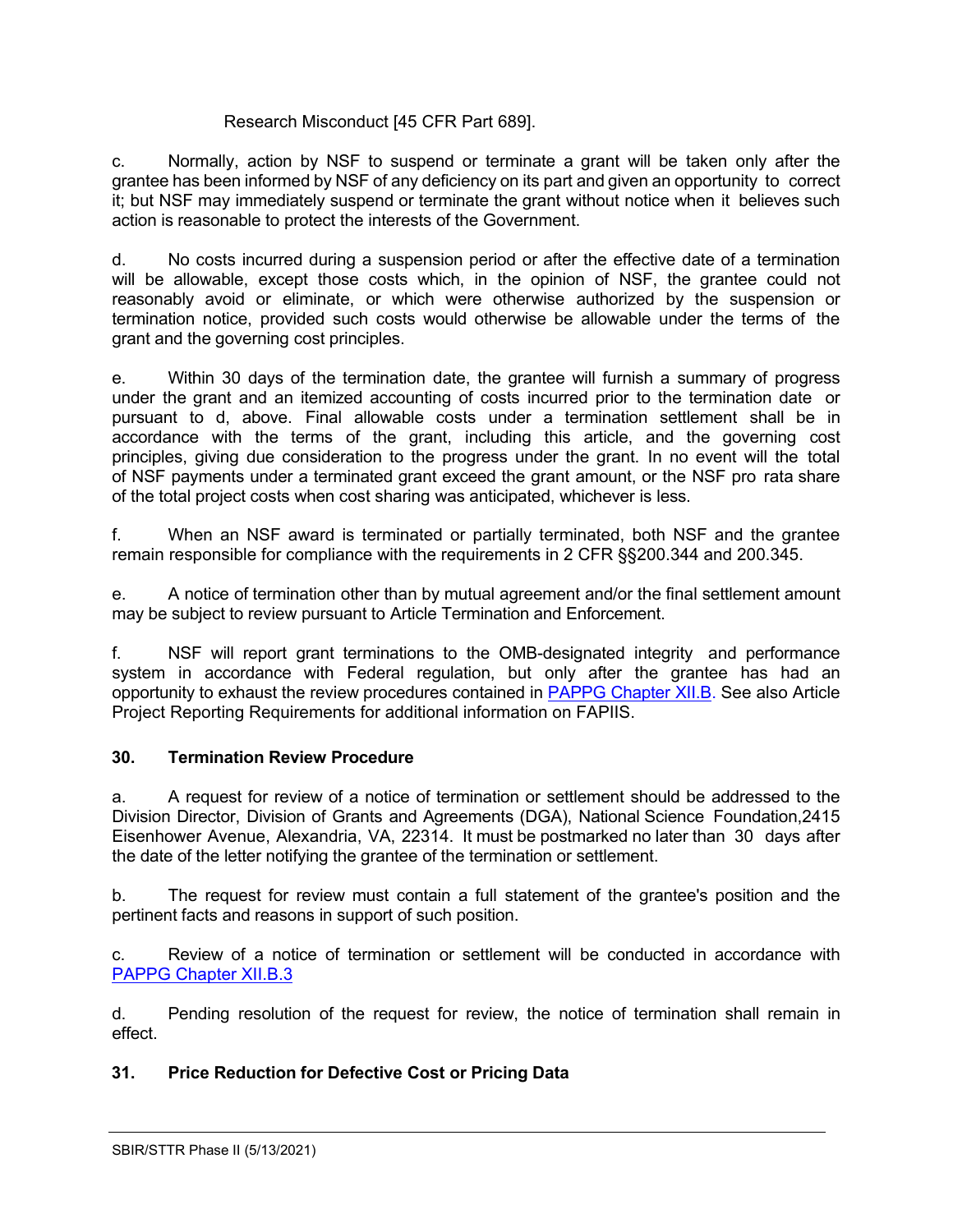Research Misconduct [45 CFR Part 689].

c. Normally, action by NSF to suspend or terminate a grant will be taken only after the grantee has been informed by NSF of any deficiency on its part and given an opportunity to correct it; but NSF may immediately suspend or terminate the grant without notice when it believes such action is reasonable to protect the interests of the Government.

d. No costs incurred during a suspension period or after the effective date of a termination will be allowable, except those costs which, in the opinion of NSF, the grantee could not reasonably avoid or eliminate, or which were otherwise authorized by the suspension or termination notice, provided such costs would otherwise be allowable under the terms of the grant and the governing cost principles.

e. Within 30 days of the termination date, the grantee will furnish a summary of progress under the grant and an itemized accounting of costs incurred prior to the termination date or pursuant to d, above. Final allowable costs under a termination settlement shall be in accordance with the terms of the grant, including this article, and the governing cost principles, giving due consideration to the progress under the grant. In no event will the total of NSF payments under a terminated grant exceed the grant amount, or the NSF pro rata share of the total project costs when cost sharing was anticipated, whichever is less.

f. When an NSF award is terminated or partially terminated, both NSF and the grantee remain responsible for compliance with the requirements in 2 CFR §§200.344 and 200.345.

e. A notice of termination other than by mutual agreement and/or the final settlement amount may be subject to review pursuant to Article Termination and Enforcement.

f. NSF will report grant terminations to the OMB-designated integrity and performance system in accordance with Federal regulation, but only after the grantee has had an opportunity to exhaust the review procedures contained in PAPPG Chapter XII.B. See also Article Project Reporting Requirements for additional information on FAPIIS.

## 30. Termination Review Procedure

a. A request for review of a notice of termination or settlement should be addressed to the Division Director, Division of Grants and Agreements (DGA), National Science Foundation,2415 Eisenhower Avenue, Alexandria, VA, 22314. It must be postmarked no later than 30 days after the date of the letter notifying the grantee of the termination or settlement.

b. The request for review must contain a full statement of the grantee's position and the pertinent facts and reasons in support of such position.

c. Review of a notice of termination or settlement will be conducted in accordance with PAPPG Chapter XII.B.3

d. Pending resolution of the request for review, the notice of termination shall remain in effect.

## 31. Price Reduction for Defective Cost or Pricing Data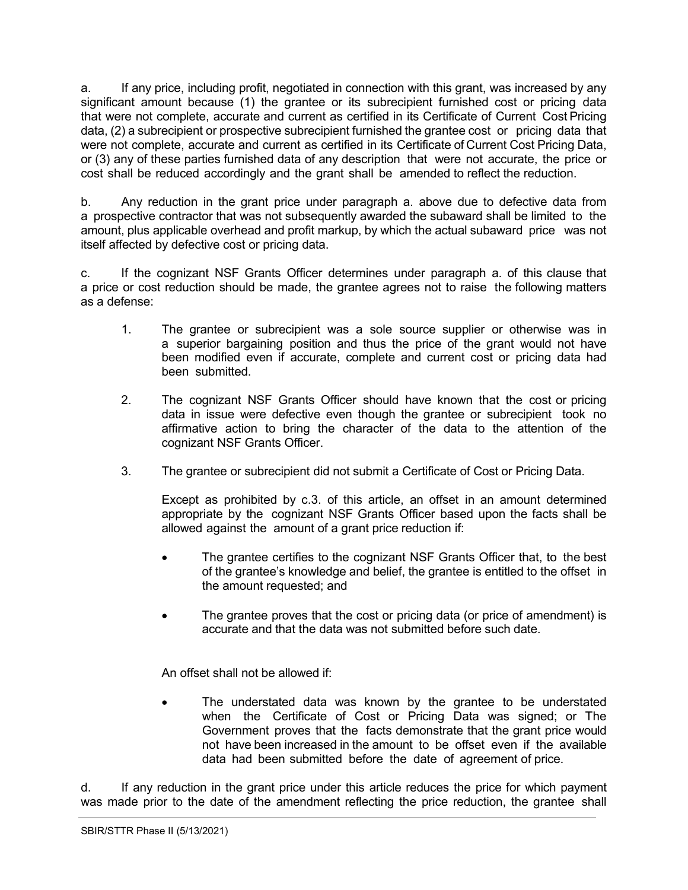a. If any price, including profit, negotiated in connection with this grant, was increased by any significant amount because (1) the grantee or its subrecipient furnished cost or pricing data that were not complete, accurate and current as certified in its Certificate of Current Cost Pricing data, (2) a subrecipient or prospective subrecipient furnished the grantee cost or pricing data that were not complete, accurate and current as certified in its Certificate of Current Cost Pricing Data, or (3) any of these parties furnished data of any description that were not accurate, the price or cost shall be reduced accordingly and the grant shall be amended to reflect the reduction.

b. Any reduction in the grant price under paragraph a. above due to defective data from a prospective contractor that was not subsequently awarded the subaward shall be limited to the amount, plus applicable overhead and profit markup, by which the actual subaward price was not itself affected by defective cost or pricing data.

c. If the cognizant NSF Grants Officer determines under paragraph a. of this clause that a price or cost reduction should be made, the grantee agrees not to raise the following matters as a defense:

1. The grantee or subrecipient was a sole source supplier or otherwise was in a superior bargaining position and thus the price of the grant would not have been modified even if accurate, complete and current cost or pricing data had been submitted.

2. The cognizant NSF Grants Officer should have known that the cost or pricing data in issue were defective even though the grantee or subrecipient took no affirmative action to bring the character of the data to the attention of the cognizant NSF Grants Officer.

3. The grantee or subrecipient did not submit a Certificate of Cost or Pricing Data.

   Except as prohibited by c.3. of this article, an offset in an amount determined appropriate by the cognizant NSF Grants Officer based upon the facts shall be allowed against the amount of a grant price reduction if:

   - The grantee certifies to the cognizant NSF Grants Officer that, to the best of the grantee's knowledge and belief, the grantee is entitled to the offset in the amount requested; and
   - The grantee proves that the cost or pricing data (or price of amendment) is accurate and that the data was not submitted before such date.

   An offset shall not be allowed if:

   - The understated data was known by the grantee to be understated when the Certificate of Cost or Pricing Data was signed; or The Government proves that the facts demonstrate that the grant price would not have been increased in the amount to be offset even if the available data had been submitted before the date of agreement of price.

d. If any reduction in the grant price under this article reduces the price for which payment was made prior to the date of the amendment reflecting the price reduction, the grantee shall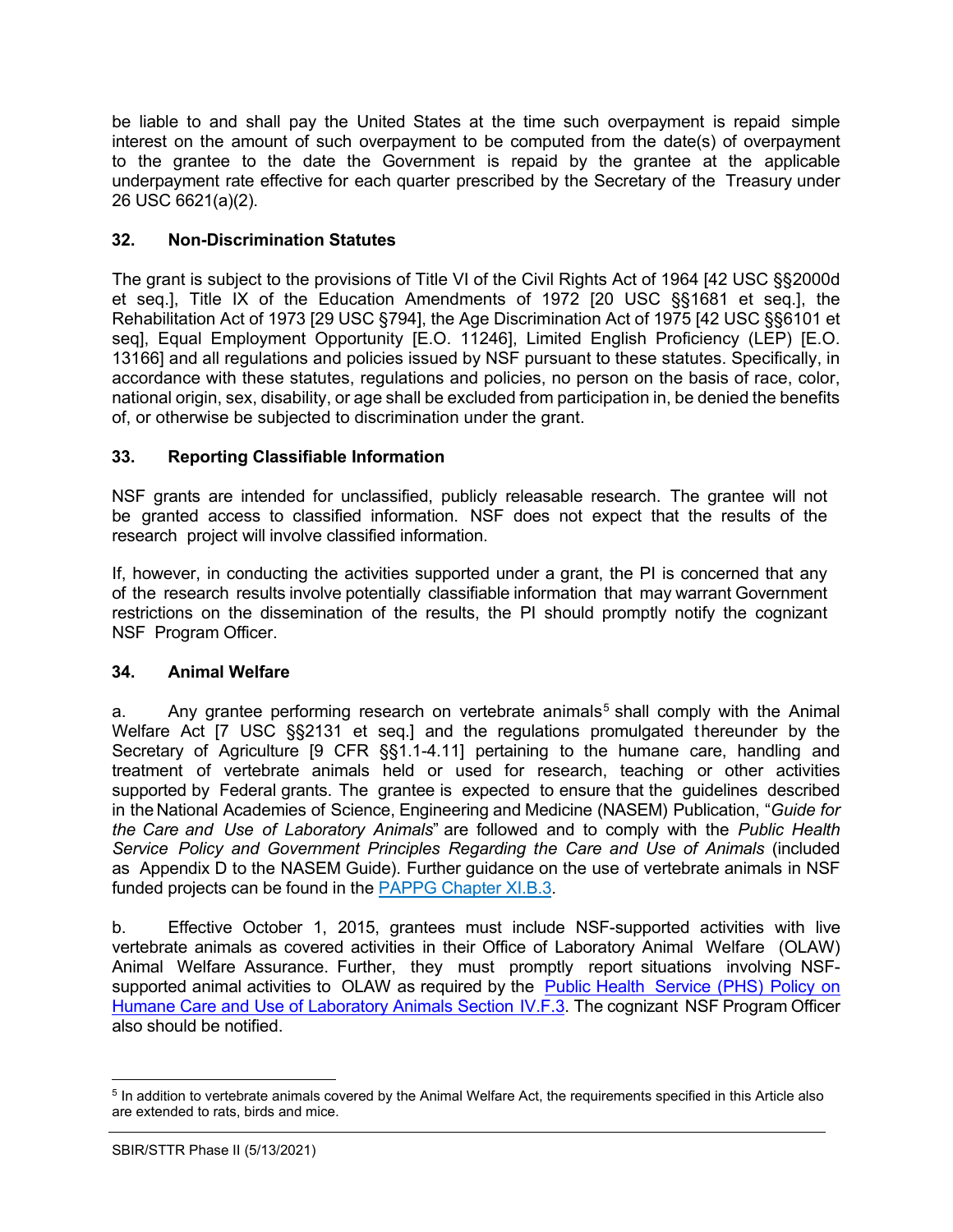be liable to and shall pay the United States at the time such overpayment is repaid simple interest on the amount of such overpayment to be computed from the date(s) of overpayment to the grantee to the date the Government is repaid by the grantee at the applicable underpayment rate effective for each quarter prescribed by the Secretary of the Treasury under 26 USC 6621(a)(2).

## 32. Non-Discrimination Statutes

The grant is subject to the provisions of Title VI of the Civil Rights Act of 1964 [42 USC §§2000d et seq.], Title IX of the Education Amendments of 1972 [20 USC §§1681 et seq.], the Rehabilitation Act of 1973 [29 USC §794], the Age Discrimination Act of 1975 [42 USC §§6101 et seq], Equal Employment Opportunity [E.O. 11246], Limited English Proficiency (LEP) [E.O. 13166] and all regulations and policies issued by NSF pursuant to these statutes. Specifically, in accordance with these statutes, regulations and policies, no person on the basis of race, color, national origin, sex, disability, or age shall be excluded from participation in, be denied the benefits of, or otherwise be subjected to discrimination under the grant.

## 33. Reporting Classifiable Information

NSF grants are intended for unclassified, publicly releasable research. The grantee will not be granted access to classified information. NSF does not expect that the results of the research project will involve classified information.

If, however, in conducting the activities supported under a grant, the PI is concerned that any of the research results involve potentially classifiable information that may warrant Government restrictions on the dissemination of the results, the PI should promptly notify the cognizant NSF Program Officer.

## 34. Animal Welfare

a. Any grantee performing research on vertebrate animals[5] shall comply with the Animal Welfare Act [7 USC §§2131 et seq.] and the regulations promulgated thereunder by the Secretary of Agriculture [9 CFR §§1.1-4.11] pertaining to the humane care, handling and treatment of vertebrate animals held or used for research, teaching or other activities supported by Federal grants. The grantee is expected to ensure that the guidelines described in the National Academies of Science, Engineering and Medicine (NASEM) Publication, "*Guide for the Care and Use of Laboratory Animals*" are followed and to comply with the *Public Health Service Policy and Government Principles Regarding the Care and Use of Animals* (included as Appendix D to the NASEM Guide). Further guidance on the use of vertebrate animals in NSF funded projects can be found in the PAPPG Chapter XI.B.3.

b. Effective October 1, 2015, grantees must include NSF-supported activities with live vertebrate animals as covered activities in their Office of Laboratory Animal Welfare (OLAW) Animal Welfare Assurance. Further, they must promptly report situations involving NSF-supported animal activities to OLAW as required by the Public Health Service (PHS) Policy on Humane Care and Use of Laboratory Animals Section IV.F.3. The cognizant NSF Program Officer also should be notified.

---

[5] In addition to vertebrate animals covered by the Animal Welfare Act, the requirements specified in this Article also are extended to rats, birds and mice.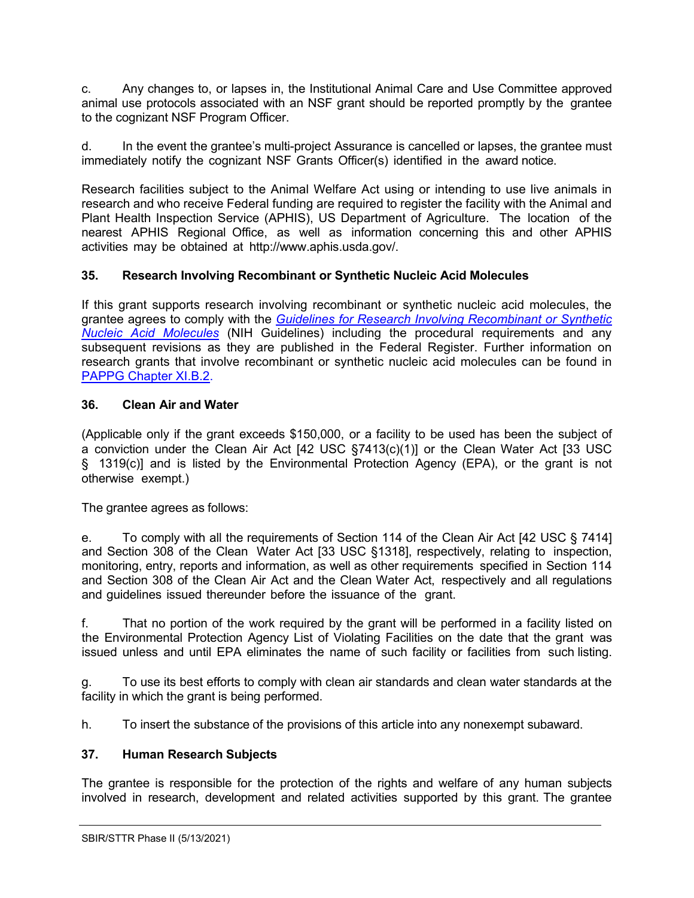c. Any changes to, or lapses in, the Institutional Animal Care and Use Committee approved animal use protocols associated with an NSF grant should be reported promptly by the grantee to the cognizant NSF Program Officer.

d. In the event the grantee's multi-project Assurance is cancelled or lapses, the grantee must immediately notify the cognizant NSF Grants Officer(s) identified in the award notice.

Research facilities subject to the Animal Welfare Act using or intending to use live animals in research and who receive Federal funding are required to register the facility with the Animal and Plant Health Inspection Service (APHIS), US Department of Agriculture. The location of the nearest APHIS Regional Office, as well as information concerning this and other APHIS activities may be obtained at http://www.aphis.usda.gov/.

### 35. Research Involving Recombinant or Synthetic Nucleic Acid Molecules

If this grant supports research involving recombinant or synthetic nucleic acid molecules, the grantee agrees to comply with the *Guidelines for Research Involving Recombinant or Synthetic Nucleic Acid Molecules* (NIH Guidelines) including the procedural requirements and any subsequent revisions as they are published in the Federal Register. Further information on research grants that involve recombinant or synthetic nucleic acid molecules can be found in PAPPG Chapter XI.B.2.

### 36. Clean Air and Water

(Applicable only if the grant exceeds $150,000, or a facility to be used has been the subject of a conviction under the Clean Air Act [42 USC §7413(c)(1)] or the Clean Water Act [33 USC § 1319(c)] and is listed by the Environmental Protection Agency (EPA), or the grant is not otherwise exempt.)

The grantee agrees as follows:

e. To comply with all the requirements of Section 114 of the Clean Air Act [42 USC § 7414] and Section 308 of the Clean Water Act [33 USC §1318], respectively, relating to inspection, monitoring, entry, reports and information, as well as other requirements specified in Section 114 and Section 308 of the Clean Air Act and the Clean Water Act, respectively and all regulations and guidelines issued thereunder before the issuance of the grant.

f. That no portion of the work required by the grant will be performed in a facility listed on the Environmental Protection Agency List of Violating Facilities on the date that the grant was issued unless and until EPA eliminates the name of such facility or facilities from such listing.

g. To use its best efforts to comply with clean air standards and clean water standards at the facility in which the grant is being performed.

h. To insert the substance of the provisions of this article into any nonexempt subaward.

### 37. Human Research Subjects

The grantee is responsible for the protection of the rights and welfare of any human subjects involved in research, development and related activities supported by this grant. The grantee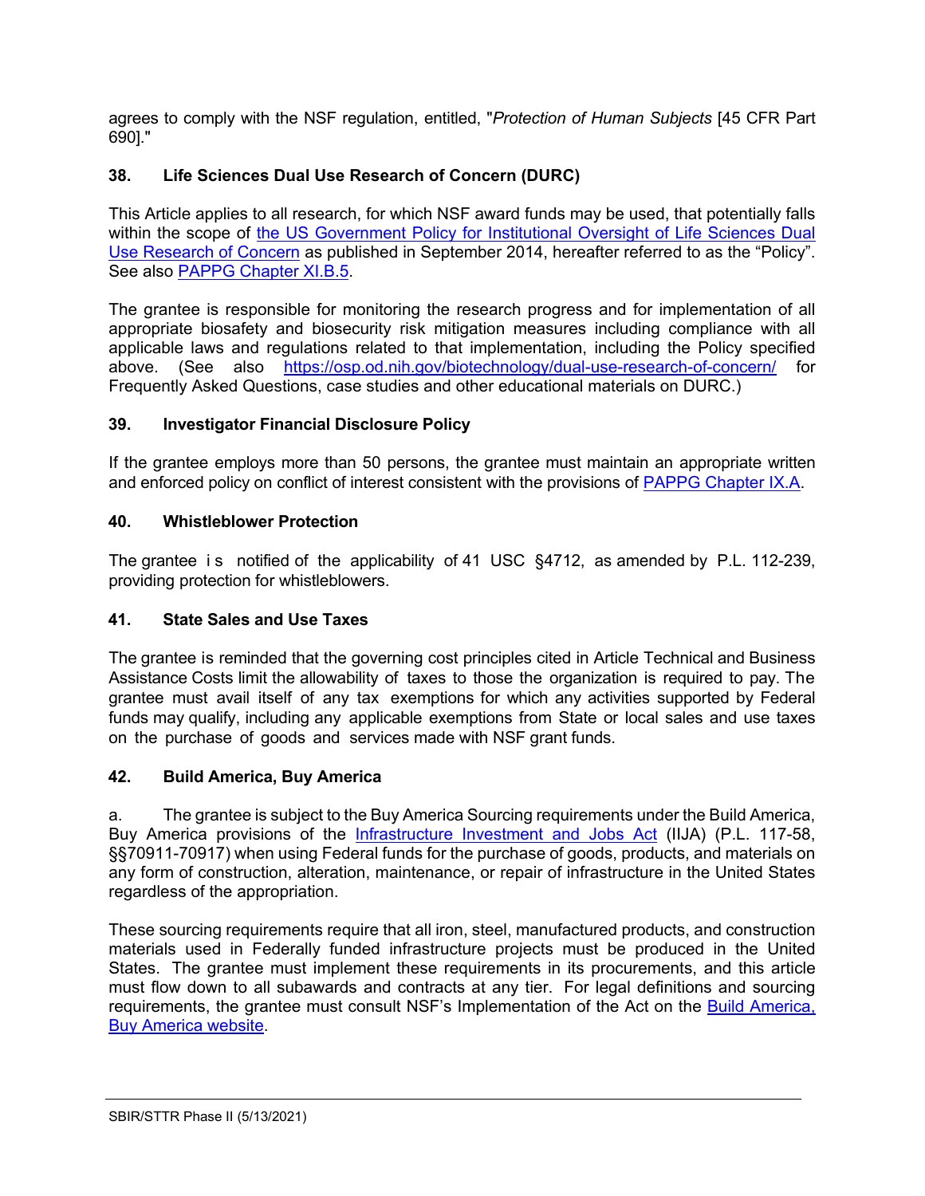agrees to comply with the NSF regulation, entitled, "*Protection of Human Subjects* [45 CFR Part 690]."

### 38. Life Sciences Dual Use Research of Concern (DURC)

This Article applies to all research, for which NSF award funds may be used, that potentially falls within the scope of the US Government Policy for Institutional Oversight of Life Sciences Dual Use Research of Concern as published in September 2014, hereafter referred to as the "Policy". See also PAPPG Chapter XI.B.5.

The grantee is responsible for monitoring the research progress and for implementation of all appropriate biosafety and biosecurity risk mitigation measures including compliance with all applicable laws and regulations related to that implementation, including the Policy specified above. (See also https://osp.od.nih.gov/biotechnology/dual-use-research-of-concern/ for Frequently Asked Questions, case studies and other educational materials on DURC.)

### 39. Investigator Financial Disclosure Policy

If the grantee employs more than 50 persons, the grantee must maintain an appropriate written and enforced policy on conflict of interest consistent with the provisions of PAPPG Chapter IX.A.

### 40. Whistleblower Protection

The grantee is notified of the applicability of 41 USC §4712, as amended by P.L. 112-239, providing protection for whistleblowers.

### 41. State Sales and Use Taxes

The grantee is reminded that the governing cost principles cited in Article Technical and Business Assistance Costs limit the allowability of taxes to those the organization is required to pay. The grantee must avail itself of any tax exemptions for which any activities supported by Federal funds may qualify, including any applicable exemptions from State or local sales and use taxes on the purchase of goods and services made with NSF grant funds.

### 42. Build America, Buy America

a. The grantee is subject to the Buy America Sourcing requirements under the Build America, Buy America provisions of the Infrastructure Investment and Jobs Act (IIJA) (P.L. 117-58, §§70911-70917) when using Federal funds for the purchase of goods, products, and materials on any form of construction, alteration, maintenance, or repair of infrastructure in the United States regardless of the appropriation.

These sourcing requirements require that all iron, steel, manufactured products, and construction materials used in Federally funded infrastructure projects must be produced in the United States. The grantee must implement these requirements in its procurements, and this article must flow down to all subawards and contracts at any tier. For legal definitions and sourcing requirements, the grantee must consult NSF's Implementation of the Act on the Build America, Buy America website.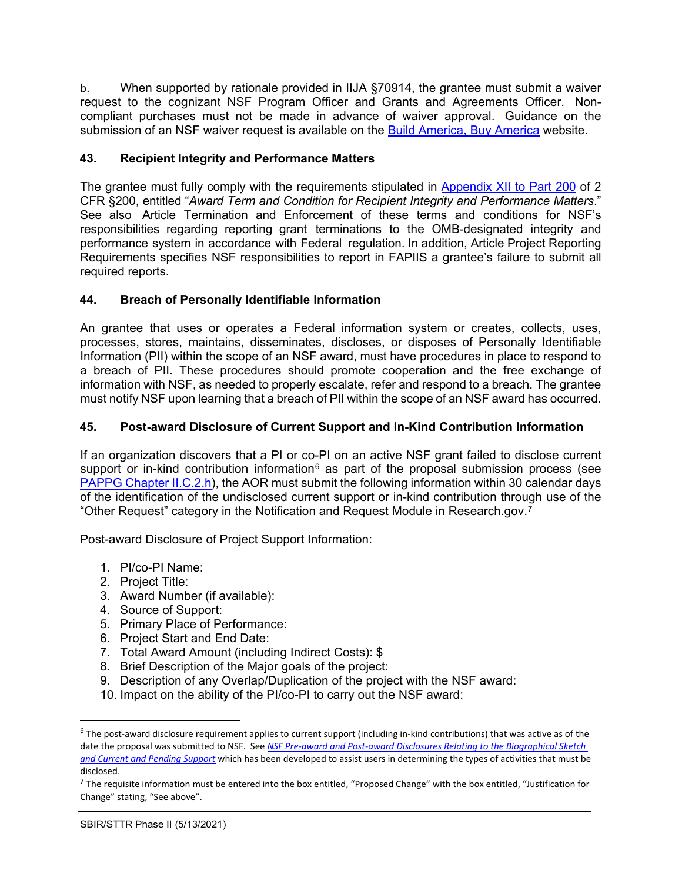b. When supported by rationale provided in IIJA §70914, the grantee must submit a waiver request to the cognizant NSF Program Officer and Grants and Agreements Officer. Non-compliant purchases must not be made in advance of waiver approval. Guidance on the submission of an NSF waiver request is available on the Build America, Buy America website.

### 43. Recipient Integrity and Performance Matters

The grantee must fully comply with the requirements stipulated in Appendix XII to Part 200 of 2 CFR §200, entitled "*Award Term and Condition for Recipient Integrity and Performance Matters*." See also Article Termination and Enforcement of these terms and conditions for NSF's responsibilities regarding reporting grant terminations to the OMB-designated integrity and performance system in accordance with Federal regulation. In addition, Article Project Reporting Requirements specifies NSF responsibilities to report in FAPIIS a grantee's failure to submit all required reports.

### 44. Breach of Personally Identifiable Information

An grantee that uses or operates a Federal information system or creates, collects, uses, processes, stores, maintains, disseminates, discloses, or disposes of Personally Identifiable Information (PII) within the scope of an NSF award, must have procedures in place to respond to a breach of PII. These procedures should promote cooperation and the free exchange of information with NSF, as needed to properly escalate, refer and respond to a breach. The grantee must notify NSF upon learning that a breach of PII within the scope of an NSF award has occurred.

### 45. Post-award Disclosure of Current Support and In-Kind Contribution Information

If an organization discovers that a PI or co-PI on an active NSF grant failed to disclose current support or in-kind contribution information[6] as part of the proposal submission process (see PAPPG Chapter II.C.2.h), the AOR must submit the following information within 30 calendar days of the identification of the undisclosed current support or in-kind contribution through use of the "Other Request" category in the Notification and Request Module in Research.gov.[7]

Post-award Disclosure of Project Support Information:

1. PI/co-PI Name:
2. Project Title:
3. Award Number (if available):
4. Source of Support:
5. Primary Place of Performance:
6. Project Start and End Date:
7. Total Award Amount (including Indirect Costs): $
8. Brief Description of the Major goals of the project:
9. Description of any Overlap/Duplication of the project with the NSF award:
10. Impact on the ability of the PI/co-PI to carry out the NSF award:

---

[6] The post-award disclosure requirement applies to current support (including in-kind contributions) that was active as of the date the proposal was submitted to NSF. See *NSF Pre-award and Post-award Disclosures Relating to the Biographical Sketch and Current and Pending Support* which has been developed to assist users in determining the types of activities that must be disclosed.

[7] The requisite information must be entered into the box entitled, "Proposed Change" with the box entitled, "Justification for Change" stating, "See above".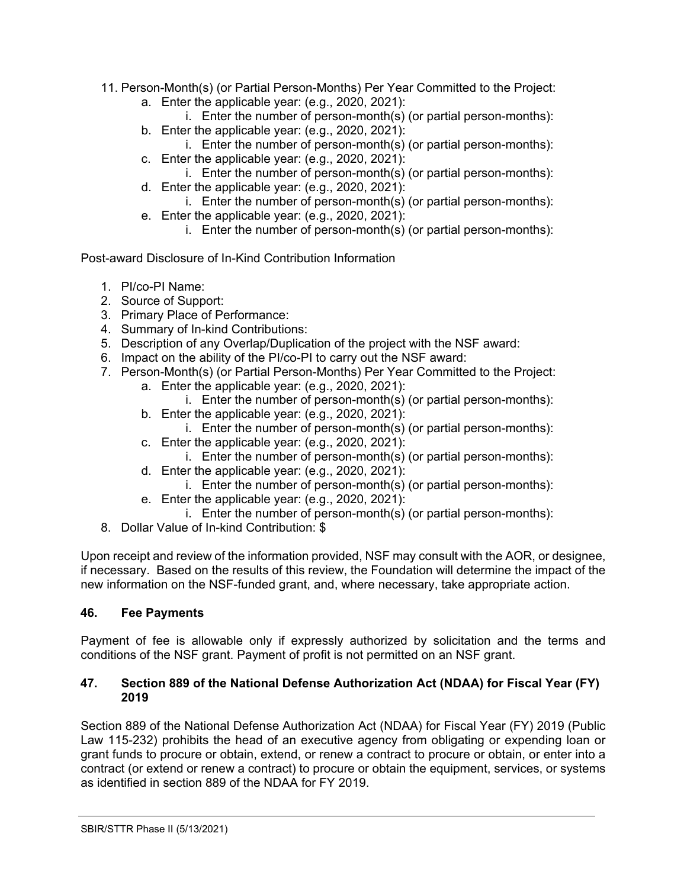11. Person-Month(s) (or Partial Person-Months) Per Year Committed to the Project:
    a. Enter the applicable year: (e.g., 2020, 2021):
        i. Enter the number of person-month(s) (or partial person-months):
    b. Enter the applicable year: (e.g., 2020, 2021):
        i. Enter the number of person-month(s) (or partial person-months):
    c. Enter the applicable year: (e.g., 2020, 2021):
        i. Enter the number of person-month(s) (or partial person-months):
    d. Enter the applicable year: (e.g., 2020, 2021):
        i. Enter the number of person-month(s) (or partial person-months):
    e. Enter the applicable year: (e.g., 2020, 2021):
        i. Enter the number of person-month(s) (or partial person-months):

Post-award Disclosure of In-Kind Contribution Information

1. PI/co-PI Name:
2. Source of Support:
3. Primary Place of Performance:
4. Summary of In-kind Contributions:
5. Description of any Overlap/Duplication of the project with the NSF award:
6. Impact on the ability of the PI/co-PI to carry out the NSF award:
7. Person-Month(s) (or Partial Person-Months) Per Year Committed to the Project:
    a. Enter the applicable year: (e.g., 2020, 2021):
        i. Enter the number of person-month(s) (or partial person-months):
    b. Enter the applicable year: (e.g., 2020, 2021):
        i. Enter the number of person-month(s) (or partial person-months):
    c. Enter the applicable year: (e.g., 2020, 2021):
        i. Enter the number of person-month(s) (or partial person-months):
    d. Enter the applicable year: (e.g., 2020, 2021):
        i. Enter the number of person-month(s) (or partial person-months):
    e. Enter the applicable year: (e.g., 2020, 2021):
        i. Enter the number of person-month(s) (or partial person-months):
8. Dollar Value of In-kind Contribution: $

Upon receipt and review of the information provided, NSF may consult with the AOR, or designee, if necessary. Based on the results of this review, the Foundation will determine the impact of the new information on the NSF-funded grant, and, where necessary, take appropriate action.

**46. Fee Payments**

Payment of fee is allowable only if expressly authorized by solicitation and the terms and conditions of the NSF grant. Payment of profit is not permitted on an NSF grant.

**47. Section 889 of the National Defense Authorization Act (NDAA) for Fiscal Year (FY) 2019**

Section 889 of the National Defense Authorization Act (NDAA) for Fiscal Year (FY) 2019 (Public Law 115-232) prohibits the head of an executive agency from obligating or expending loan or grant funds to procure or obtain, extend, or renew a contract to procure or obtain, or enter into a contract (or extend or renew a contract) to procure or obtain the equipment, services, or systems as identified in section 889 of the NDAA for FY 2019.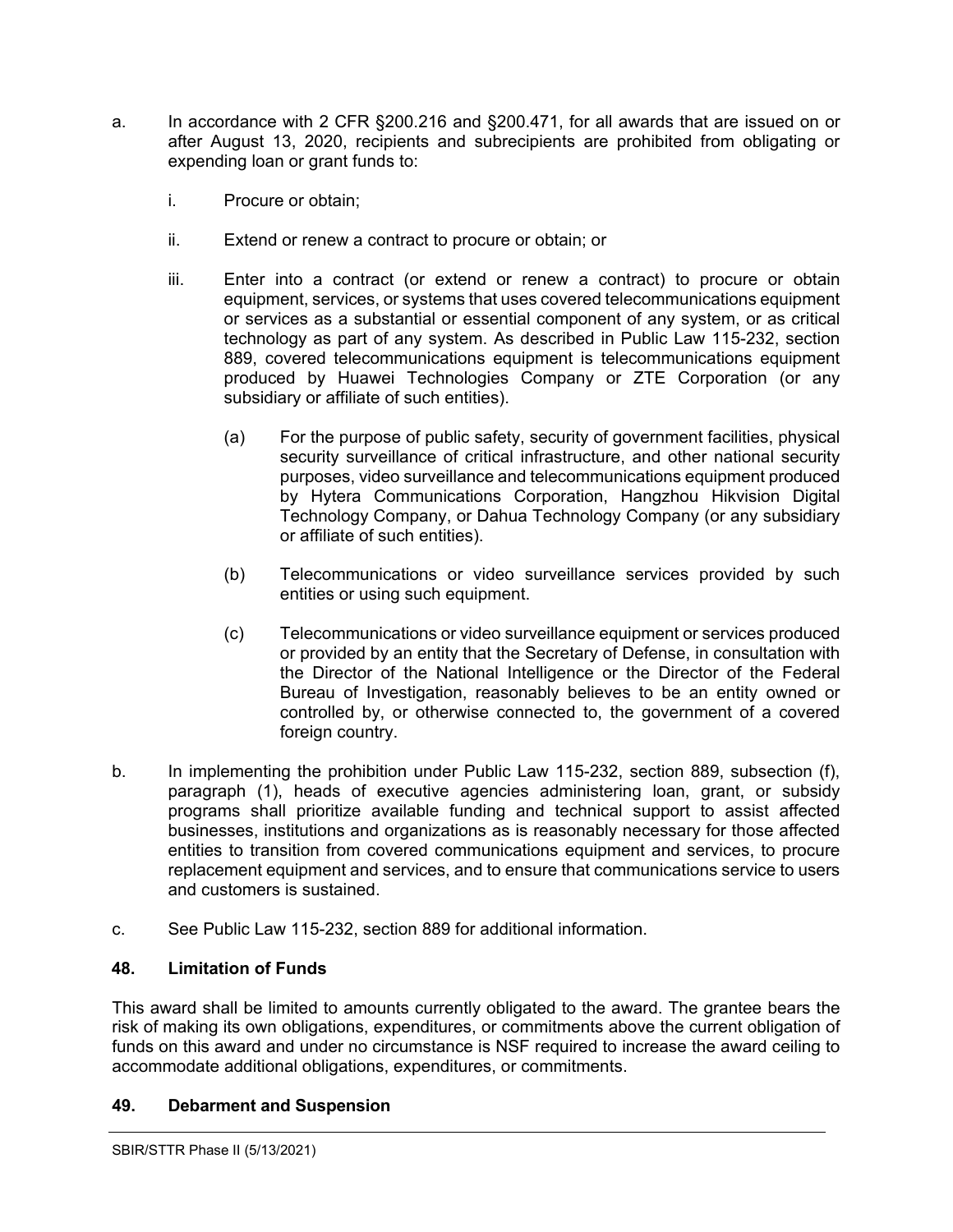a. In accordance with 2 CFR §200.216 and §200.471, for all awards that are issued on or after August 13, 2020, recipients and subrecipients are prohibited from obligating or expending loan or grant funds to:

   i. Procure or obtain;

   ii. Extend or renew a contract to procure or obtain; or

   iii. Enter into a contract (or extend or renew a contract) to procure or obtain equipment, services, or systems that uses covered telecommunications equipment or services as a substantial or essential component of any system, or as critical technology as part of any system. As described in Public Law 115-232, section 889, covered telecommunications equipment is telecommunications equipment produced by Huawei Technologies Company or ZTE Corporation (or any subsidiary or affiliate of such entities).

      (a) For the purpose of public safety, security of government facilities, physical security surveillance of critical infrastructure, and other national security purposes, video surveillance and telecommunications equipment produced by Hytera Communications Corporation, Hangzhou Hikvision Digital Technology Company, or Dahua Technology Company (or any subsidiary or affiliate of such entities).

      (b) Telecommunications or video surveillance services provided by such entities or using such equipment.

      (c) Telecommunications or video surveillance equipment or services produced or provided by an entity that the Secretary of Defense, in consultation with the Director of the National Intelligence or the Director of the Federal Bureau of Investigation, reasonably believes to be an entity owned or controlled by, or otherwise connected to, the government of a covered foreign country.

b. In implementing the prohibition under Public Law 115-232, section 889, subsection (f), paragraph (1), heads of executive agencies administering loan, grant, or subsidy programs shall prioritize available funding and technical support to assist affected businesses, institutions and organizations as is reasonably necessary for those affected entities to transition from covered communications equipment and services, to procure replacement equipment and services, and to ensure that communications service to users and customers is sustained.

c. See Public Law 115-232, section 889 for additional information.

## 48. Limitation of Funds

This award shall be limited to amounts currently obligated to the award. The grantee bears the risk of making its own obligations, expenditures, or commitments above the current obligation of funds on this award and under no circumstance is NSF required to increase the award ceiling to accommodate additional obligations, expenditures, or commitments.

## 49. Debarment and Suspension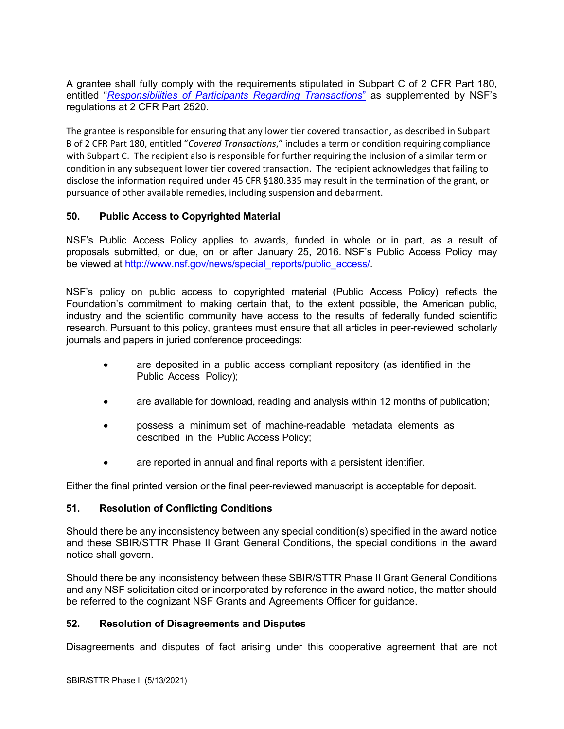A grantee shall fully comply with the requirements stipulated in Subpart C of 2 CFR Part 180, entitled "*Responsibilities of Participants Regarding Transactions*" as supplemented by NSF's regulations at 2 CFR Part 2520.

The grantee is responsible for ensuring that any lower tier covered transaction, as described in Subpart B of 2 CFR Part 180, entitled "*Covered Transactions*," includes a term or condition requiring compliance with Subpart C. The recipient also is responsible for further requiring the inclusion of a similar term or condition in any subsequent lower tier covered transaction. The recipient acknowledges that failing to disclose the information required under 45 CFR §180.335 may result in the termination of the grant, or pursuance of other available remedies, including suspension and debarment.

### 50. Public Access to Copyrighted Material

NSF's Public Access Policy applies to awards, funded in whole or in part, as a result of proposals submitted, or due, on or after January 25, 2016. NSF's Public Access Policy may be viewed at http://www.nsf.gov/news/special_reports/public_access/.

NSF's policy on public access to copyrighted material (Public Access Policy) reflects the Foundation's commitment to making certain that, to the extent possible, the American public, industry and the scientific community have access to the results of federally funded scientific research. Pursuant to this policy, grantees must ensure that all articles in peer-reviewed scholarly journals and papers in juried conference proceedings:

- are deposited in a public access compliant repository (as identified in the Public Access Policy);
- are available for download, reading and analysis within 12 months of publication;
- possess a minimum set of machine-readable metadata elements as described in the Public Access Policy;
- are reported in annual and final reports with a persistent identifier.

Either the final printed version or the final peer-reviewed manuscript is acceptable for deposit.

### 51. Resolution of Conflicting Conditions

Should there be any inconsistency between any special condition(s) specified in the award notice and these SBIR/STTR Phase II Grant General Conditions, the special conditions in the award notice shall govern.

Should there be any inconsistency between these SBIR/STTR Phase II Grant General Conditions and any NSF solicitation cited or incorporated by reference in the award notice, the matter should be referred to the cognizant NSF Grants and Agreements Officer for guidance.

### 52. Resolution of Disagreements and Disputes

Disagreements and disputes of fact arising under this cooperative agreement that are not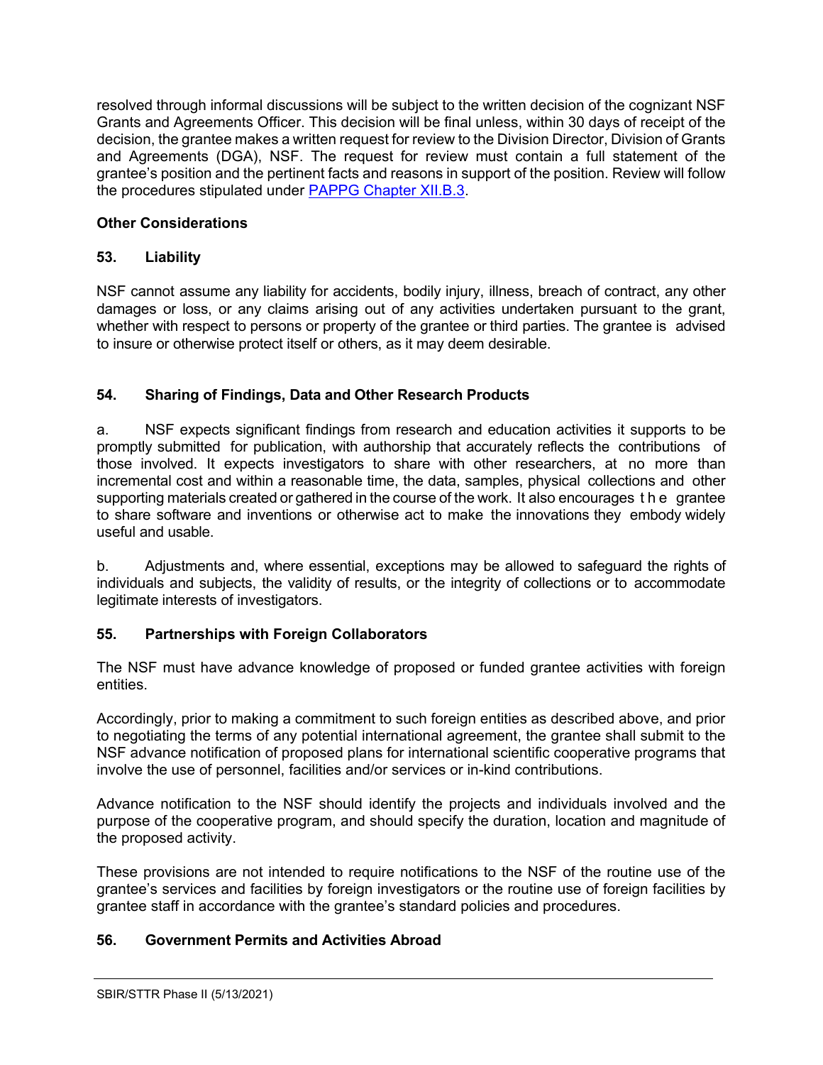resolved through informal discussions will be subject to the written decision of the cognizant NSF Grants and Agreements Officer. This decision will be final unless, within 30 days of receipt of the decision, the grantee makes a written request for review to the Division Director, Division of Grants and Agreements (DGA), NSF. The request for review must contain a full statement of the grantee's position and the pertinent facts and reasons in support of the position. Review will follow the procedures stipulated under [PAPPG Chapter XII.B.3](#).

**Other Considerations**

**53. Liability**

NSF cannot assume any liability for accidents, bodily injury, illness, breach of contract, any other damages or loss, or any claims arising out of any activities undertaken pursuant to the grant, whether with respect to persons or property of the grantee or third parties. The grantee is advised to insure or otherwise protect itself or others, as it may deem desirable.

**54. Sharing of Findings, Data and Other Research Products**

a. NSF expects significant findings from research and education activities it supports to be promptly submitted for publication, with authorship that accurately reflects the contributions of those involved. It expects investigators to share with other researchers, at no more than incremental cost and within a reasonable time, the data, samples, physical collections and other supporting materials created or gathered in the course of the work. It also encourages the grantee to share software and inventions or otherwise act to make the innovations they embody widely useful and usable.

b. Adjustments and, where essential, exceptions may be allowed to safeguard the rights of individuals and subjects, the validity of results, or the integrity of collections or to accommodate legitimate interests of investigators.

**55. Partnerships with Foreign Collaborators**

The NSF must have advance knowledge of proposed or funded grantee activities with foreign entities.

Accordingly, prior to making a commitment to such foreign entities as described above, and prior to negotiating the terms of any potential international agreement, the grantee shall submit to the NSF advance notification of proposed plans for international scientific cooperative programs that involve the use of personnel, facilities and/or services or in-kind contributions.

Advance notification to the NSF should identify the projects and individuals involved and the purpose of the cooperative program, and should specify the duration, location and magnitude of the proposed activity.

These provisions are not intended to require notifications to the NSF of the routine use of the grantee's services and facilities by foreign investigators or the routine use of foreign facilities by grantee staff in accordance with the grantee's standard policies and procedures.

**56. Government Permits and Activities Abroad**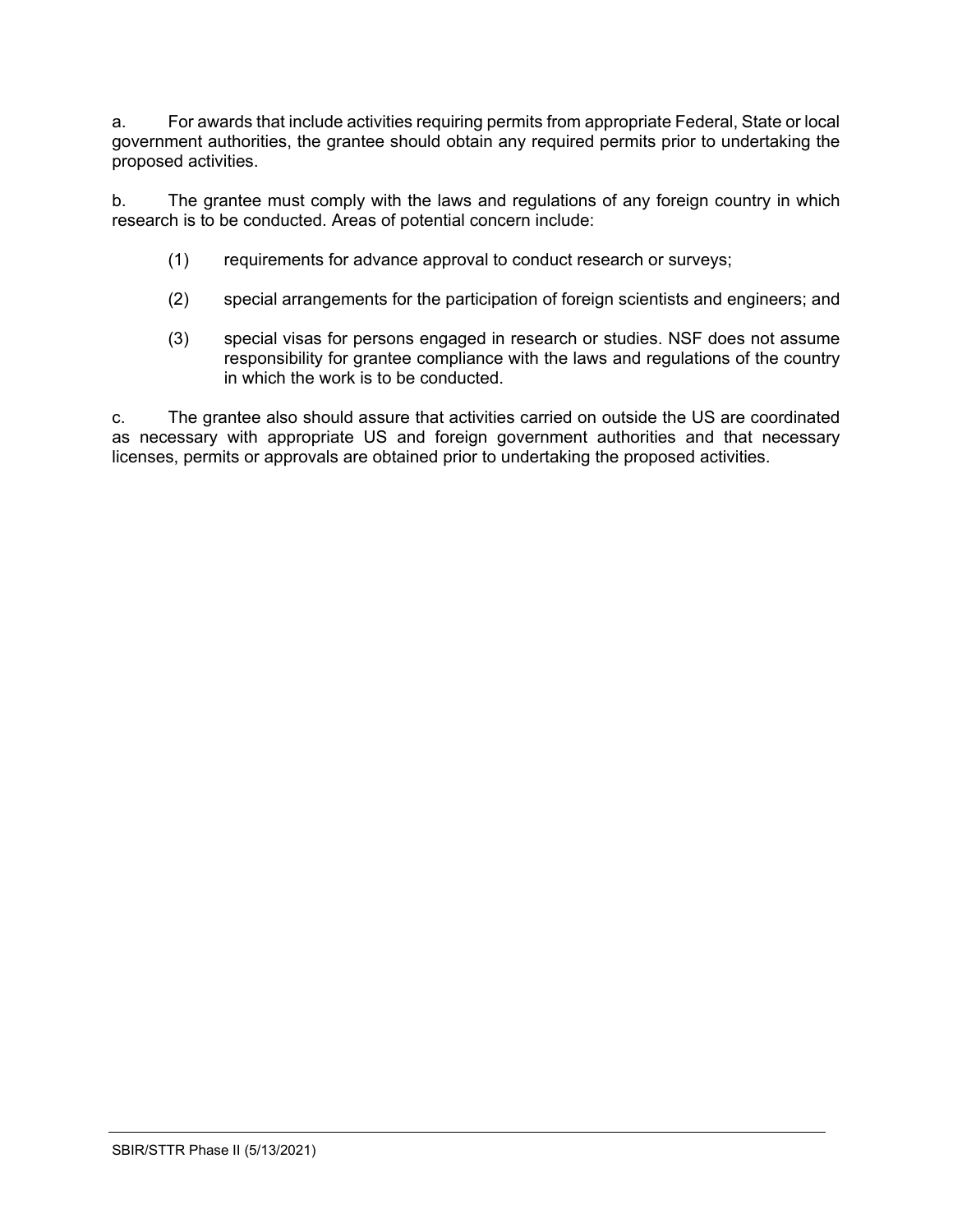a. For awards that include activities requiring permits from appropriate Federal, State or local government authorities, the grantee should obtain any required permits prior to undertaking the proposed activities.

b. The grantee must comply with the laws and regulations of any foreign country in which research is to be conducted. Areas of potential concern include:

(1) requirements for advance approval to conduct research or surveys;

(2) special arrangements for the participation of foreign scientists and engineers; and

(3) special visas for persons engaged in research or studies. NSF does not assume responsibility for grantee compliance with the laws and regulations of the country in which the work is to be conducted.

c. The grantee also should assure that activities carried on outside the US are coordinated as necessary with appropriate US and foreign government authorities and that necessary licenses, permits or approvals are obtained prior to undertaking the proposed activities.